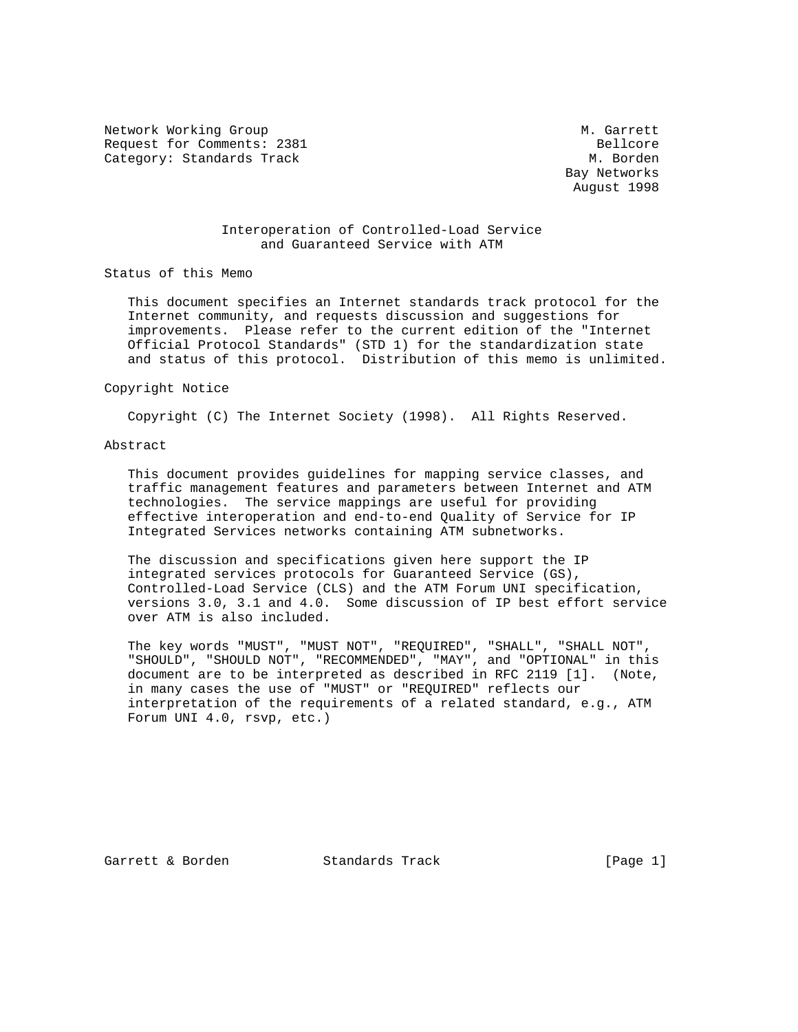Network Working Group M. Garrett
Request for Comments: 2381 Bellcore
Category: Standards Track M. Borden
Bay Networks
August 1998

# Interoperation of Controlled-Load Service and Guaranteed Service with ATM

## Status of this Memo

This document specifies an Internet standards track protocol for the Internet community, and requests discussion and suggestions for improvements. Please refer to the current edition of the "Internet Official Protocol Standards" (STD 1) for the standardization state and status of this protocol. Distribution of this memo is unlimited.

## Copyright Notice

Copyright (C) The Internet Society (1998). All Rights Reserved.

## Abstract

This document provides guidelines for mapping service classes, and traffic management features and parameters between Internet and ATM technologies. The service mappings are useful for providing effective interoperation and end-to-end Quality of Service for IP Integrated Services networks containing ATM subnetworks.

The discussion and specifications given here support the IP integrated services protocols for Guaranteed Service (GS), Controlled-Load Service (CLS) and the ATM Forum UNI specification, versions 3.0, 3.1 and 4.0. Some discussion of IP best effort service over ATM is also included.

The key words "MUST", "MUST NOT", "REQUIRED", "SHALL", "SHALL NOT", "SHOULD", "SHOULD NOT", "RECOMMENDED", "MAY", and "OPTIONAL" in this document are to be interpreted as described in RFC 2119 [1]. (Note, in many cases the use of "MUST" or "REQUIRED" reflects our interpretation of the requirements of a related standard, e.g., ATM Forum UNI 4.0, rsvp, etc.)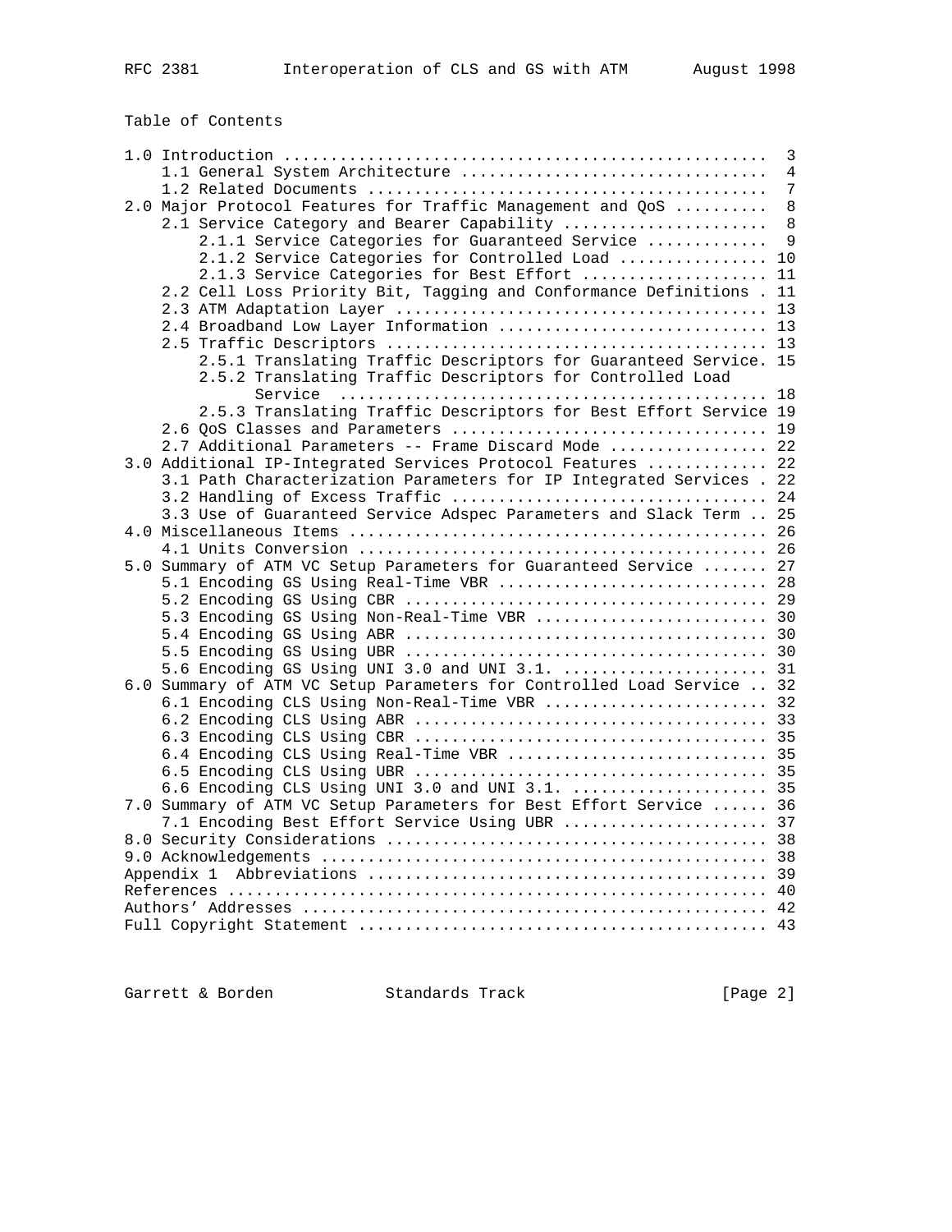Table of Contents

```
1.0 Introduction ...................................................  3
    1.1 General System Architecture ................................  4
    1.2 Related Documents ..........................................  7
2.0 Major Protocol Features for Traffic Management and QoS ..........  8
    2.1 Service Category and Bearer Capability .....................  8
        2.1.1 Service Categories for Guaranteed Service ............  9
        2.1.2 Service Categories for Controlled Load ............... 10
        2.1.3 Service Categories for Best Effort ................... 11
    2.2 Cell Loss Priority Bit, Tagging and Conformance Definitions . 11
    2.3 ATM Adaptation Layer ....................................... 13
    2.4 Broadband Low Layer Information ............................ 13
    2.5 Traffic Descriptors ........................................ 13
        2.5.1 Translating Traffic Descriptors for Guaranteed Service. 15
        2.5.2 Translating Traffic Descriptors for Controlled Load
              Service  ............................................ 18
        2.5.3 Translating Traffic Descriptors for Best Effort Service 19
    2.6 QoS Classes and Parameters ................................. 19
    2.7 Additional Parameters -- Frame Discard Mode ................ 22
3.0 Additional IP-Integrated Services Protocol Features ............ 22
    3.1 Path Characterization Parameters for IP Integrated Services . 22
    3.2 Handling of Excess Traffic ................................. 24
    3.3 Use of Guaranteed Service Adspec Parameters and Slack Term .. 25
4.0 Miscellaneous Items ............................................ 26
    4.1 Units Conversion ........................................... 26
5.0 Summary of ATM VC Setup Parameters for Guaranteed Service ....... 27
    5.1 Encoding GS Using Real-Time VBR ............................ 28
    5.2 Encoding GS Using CBR ...................................... 29
    5.3 Encoding GS Using Non-Real-Time VBR ........................ 30
    5.4 Encoding GS Using ABR ...................................... 30
    5.5 Encoding GS Using UBR ...................................... 30
    5.6 Encoding GS Using UNI 3.0 and UNI 3.1. ..................... 31
6.0 Summary of ATM VC Setup Parameters for Controlled Load Service .. 32
    6.1 Encoding CLS Using Non-Real-Time VBR ....................... 32
    6.2 Encoding CLS Using ABR ..................................... 33
    6.3 Encoding CLS Using CBR ..................................... 35
    6.4 Encoding CLS Using Real-Time VBR ........................... 35
    6.5 Encoding CLS Using UBR ..................................... 35
    6.6 Encoding CLS Using UNI 3.0 and UNI 3.1. .................... 35
7.0 Summary of ATM VC Setup Parameters for Best Effort Service ...... 36
    7.1 Encoding Best Effort Service Using UBR ..................... 37
8.0 Security Considerations ........................................ 38
9.0 Acknowledgements ............................................... 38
Appendix 1  Abbreviations .......................................... 39
References ......................................................... 40
Authors' Addresses ................................................. 42
Full Copyright Statement ........................................... 43
```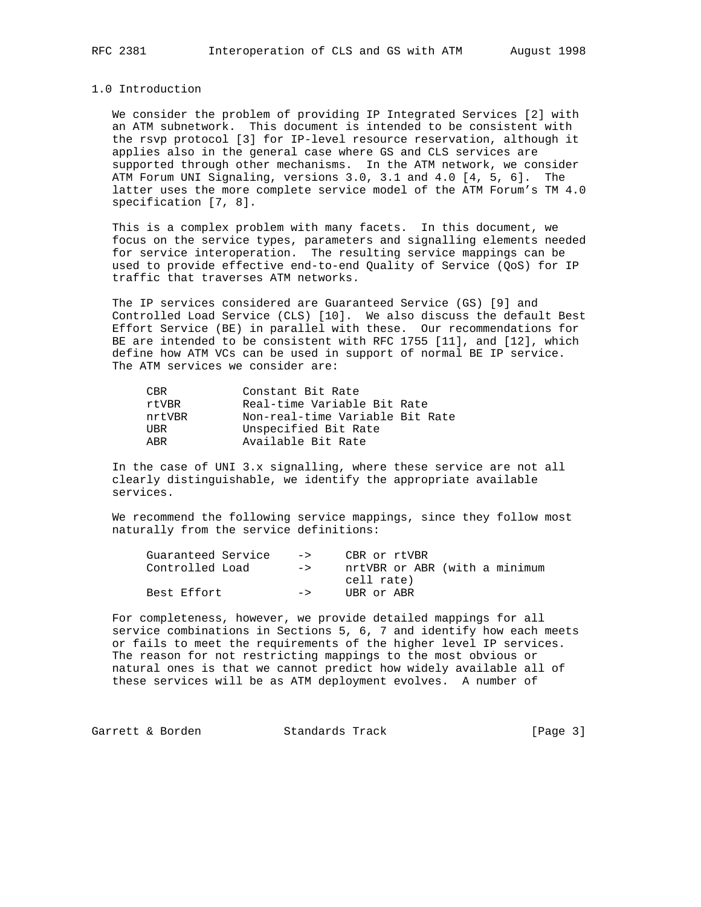## 1.0 Introduction

We consider the problem of providing IP Integrated Services [2] with an ATM subnetwork. This document is intended to be consistent with the rsvp protocol [3] for IP-level resource reservation, although it applies also in the general case where GS and CLS services are supported through other mechanisms. In the ATM network, we consider ATM Forum UNI Signaling, versions 3.0, 3.1 and 4.0 [4, 5, 6]. The latter uses the more complete service model of the ATM Forum's TM 4.0 specification [7, 8].

This is a complex problem with many facets. In this document, we focus on the service types, parameters and signalling elements needed for service interoperation. The resulting service mappings can be used to provide effective end-to-end Quality of Service (QoS) for IP traffic that traverses ATM networks.

The IP services considered are Guaranteed Service (GS) [9] and Controlled Load Service (CLS) [10]. We also discuss the default Best Effort Service (BE) in parallel with these. Our recommendations for BE are intended to be consistent with RFC 1755 [11], and [12], which define how ATM VCs can be used in support of normal BE IP service. The ATM services we consider are:

```
CBR         Constant Bit Rate
rtVBR       Real-time Variable Bit Rate
nrtVBR      Non-real-time Variable Bit Rate
UBR         Unspecified Bit Rate
ABR         Available Bit Rate
```

In the case of UNI 3.x signalling, where these service are not all clearly distinguishable, we identify the appropriate available services.

We recommend the following service mappings, since they follow most naturally from the service definitions:

```
Guaranteed Service    ->    CBR or rtVBR
Controlled Load       ->    nrtVBR or ABR (with a minimum
                            cell rate)
Best Effort           ->    UBR or ABR
```

For completeness, however, we provide detailed mappings for all service combinations in Sections 5, 6, 7 and identify how each meets or fails to meet the requirements of the higher level IP services. The reason for not restricting mappings to the most obvious or natural ones is that we cannot predict how widely available all of these services will be as ATM deployment evolves. A number of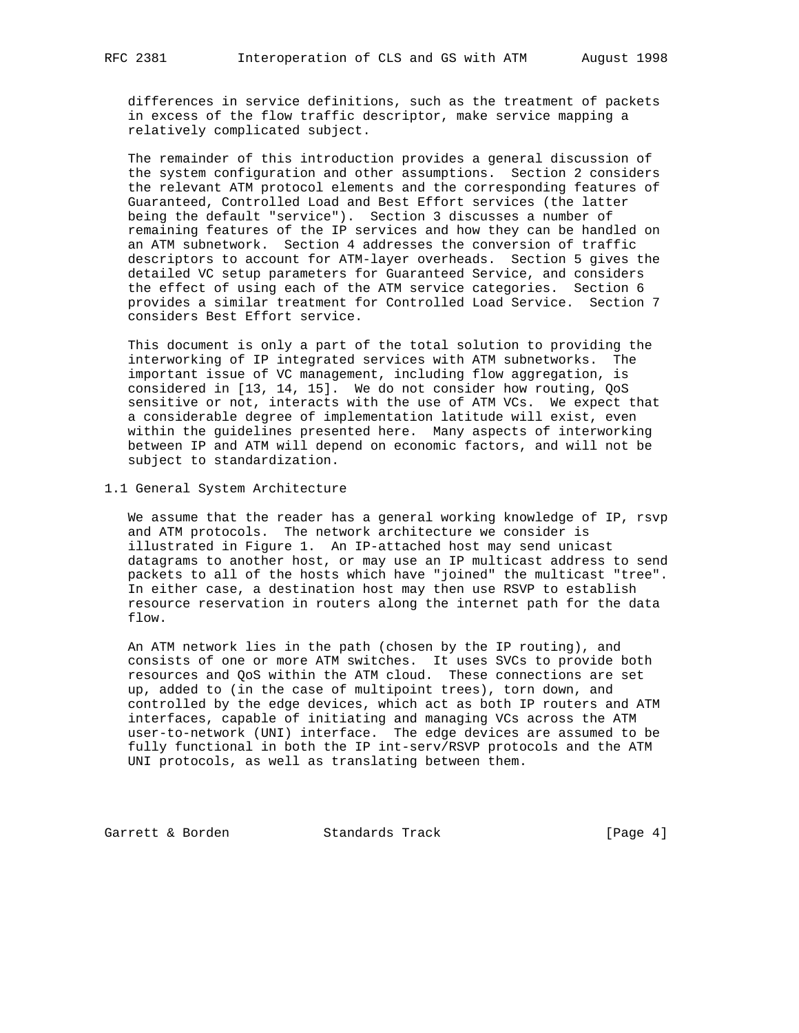differences in service definitions, such as the treatment of packets in excess of the flow traffic descriptor, make service mapping a relatively complicated subject.

The remainder of this introduction provides a general discussion of the system configuration and other assumptions. Section 2 considers the relevant ATM protocol elements and the corresponding features of Guaranteed, Controlled Load and Best Effort services (the latter being the default "service"). Section 3 discusses a number of remaining features of the IP services and how they can be handled on an ATM subnetwork. Section 4 addresses the conversion of traffic descriptors to account for ATM-layer overheads. Section 5 gives the detailed VC setup parameters for Guaranteed Service, and considers the effect of using each of the ATM service categories. Section 6 provides a similar treatment for Controlled Load Service. Section 7 considers Best Effort service.

This document is only a part of the total solution to providing the interworking of IP integrated services with ATM subnetworks. The important issue of VC management, including flow aggregation, is considered in [13, 14, 15]. We do not consider how routing, QoS sensitive or not, interacts with the use of ATM VCs. We expect that a considerable degree of implementation latitude will exist, even within the guidelines presented here. Many aspects of interworking between IP and ATM will depend on economic factors, and will not be subject to standardization.

## 1.1 General System Architecture

We assume that the reader has a general working knowledge of IP, rsvp and ATM protocols. The network architecture we consider is illustrated in Figure 1. An IP-attached host may send unicast datagrams to another host, or may use an IP multicast address to send packets to all of the hosts which have "joined" the multicast "tree". In either case, a destination host may then use RSVP to establish resource reservation in routers along the internet path for the data flow.

An ATM network lies in the path (chosen by the IP routing), and consists of one or more ATM switches. It uses SVCs to provide both resources and QoS within the ATM cloud. These connections are set up, added to (in the case of multipoint trees), torn down, and controlled by the edge devices, which act as both IP routers and ATM interfaces, capable of initiating and managing VCs across the ATM user-to-network (UNI) interface. The edge devices are assumed to be fully functional in both the IP int-serv/RSVP protocols and the ATM UNI protocols, as well as translating between them.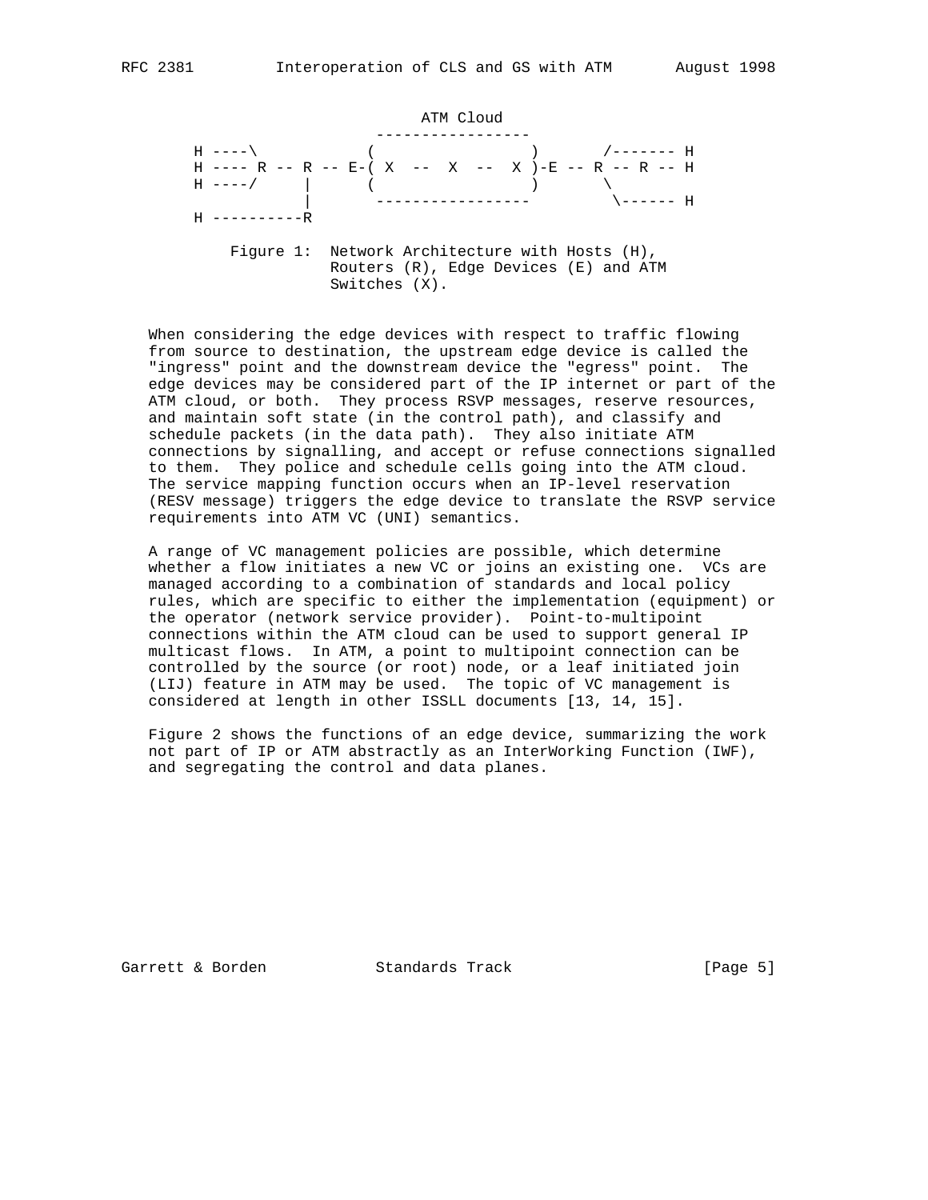```
                                 ATM Cloud
                            -----------------
     H ----\              (                 )       /------- H
     H ---- R -- R -- E-( X  --  X  --  X )-E -- R -- R -- H
     H ----/     |      (                 )       \
                 |       -----------------         \------ H
     H ----------R
```

Figure 1: Network Architecture with Hosts (H), Routers (R), Edge Devices (E) and ATM Switches (X).

When considering the edge devices with respect to traffic flowing from source to destination, the upstream edge device is called the "ingress" point and the downstream device the "egress" point. The edge devices may be considered part of the IP internet or part of the ATM cloud, or both. They process RSVP messages, reserve resources, and maintain soft state (in the control path), and classify and schedule packets (in the data path). They also initiate ATM connections by signalling, and accept or refuse connections signalled to them. They police and schedule cells going into the ATM cloud. The service mapping function occurs when an IP-level reservation (RESV message) triggers the edge device to translate the RSVP service requirements into ATM VC (UNI) semantics.

A range of VC management policies are possible, which determine whether a flow initiates a new VC or joins an existing one. VCs are managed according to a combination of standards and local policy rules, which are specific to either the implementation (equipment) or the operator (network service provider). Point-to-multipoint connections within the ATM cloud can be used to support general IP multicast flows. In ATM, a point to multipoint connection can be controlled by the source (or root) node, or a leaf initiated join (LIJ) feature in ATM may be used. The topic of VC management is considered at length in other ISSLL documents [13, 14, 15].

Figure 2 shows the functions of an edge device, summarizing the work not part of IP or ATM abstractly as an InterWorking Function (IWF), and segregating the control and data planes.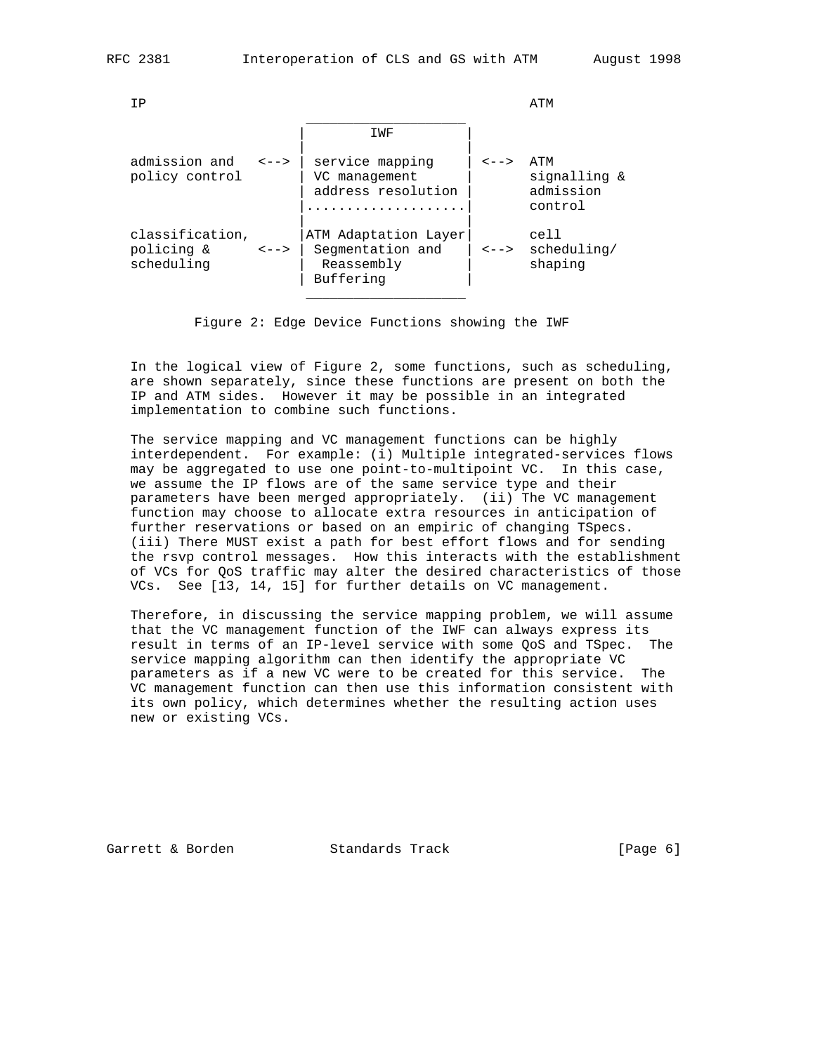```
   IP                                                         ATM
                        ____________________
                       |        IWF         |
                       |                    |
   admission and  <--> | service mapping    | <-->  ATM
   policy control      | VC management      |       signalling &
                       | address resolution |       admission
                       |....................|       control
                       |                    |
   classification,     |ATM Adaptation Layer|       cell
   policing &     <--> | Segmentation and   | <-->  scheduling/
   scheduling          |  Reassembly        |       shaping
                       | Buffering          |
                        ____________________
```

Figure 2: Edge Device Functions showing the IWF

In the logical view of Figure 2, some functions, such as scheduling, are shown separately, since these functions are present on both the IP and ATM sides. However it may be possible in an integrated implementation to combine such functions.

The service mapping and VC management functions can be highly interdependent. For example: (i) Multiple integrated-services flows may be aggregated to use one point-to-multipoint VC. In this case, we assume the IP flows are of the same service type and their parameters have been merged appropriately. (ii) The VC management function may choose to allocate extra resources in anticipation of further reservations or based on an empiric of changing TSpecs. (iii) There MUST exist a path for best effort flows and for sending the rsvp control messages. How this interacts with the establishment of VCs for QoS traffic may alter the desired characteristics of those VCs. See [13, 14, 15] for further details on VC management.

Therefore, in discussing the service mapping problem, we will assume that the VC management function of the IWF can always express its result in terms of an IP-level service with some QoS and TSpec. The service mapping algorithm can then identify the appropriate VC parameters as if a new VC were to be created for this service. The VC management function can then use this information consistent with its own policy, which determines whether the resulting action uses new or existing VCs.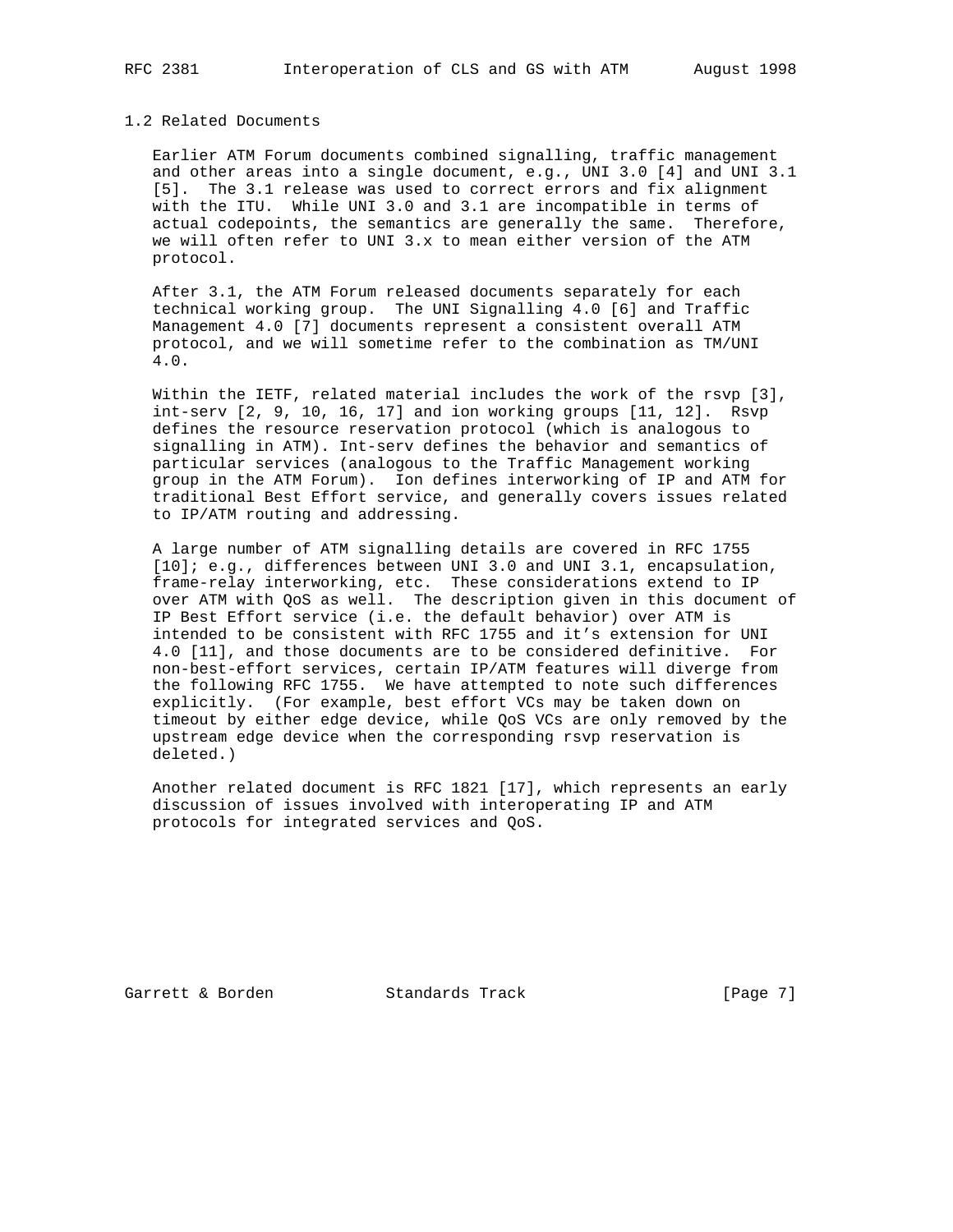## 1.2 Related Documents

Earlier ATM Forum documents combined signalling, traffic management and other areas into a single document, e.g., UNI 3.0 [4] and UNI 3.1 [5]. The 3.1 release was used to correct errors and fix alignment with the ITU. While UNI 3.0 and 3.1 are incompatible in terms of actual codepoints, the semantics are generally the same. Therefore, we will often refer to UNI 3.x to mean either version of the ATM protocol.

After 3.1, the ATM Forum released documents separately for each technical working group. The UNI Signalling 4.0 [6] and Traffic Management 4.0 [7] documents represent a consistent overall ATM protocol, and we will sometime refer to the combination as TM/UNI 4.0.

Within the IETF, related material includes the work of the rsvp [3], int-serv [2, 9, 10, 16, 17] and ion working groups [11, 12]. Rsvp defines the resource reservation protocol (which is analogous to signalling in ATM). Int-serv defines the behavior and semantics of particular services (analogous to the Traffic Management working group in the ATM Forum). Ion defines interworking of IP and ATM for traditional Best Effort service, and generally covers issues related to IP/ATM routing and addressing.

A large number of ATM signalling details are covered in RFC 1755 [10]; e.g., differences between UNI 3.0 and UNI 3.1, encapsulation, frame-relay interworking, etc. These considerations extend to IP over ATM with QoS as well. The description given in this document of IP Best Effort service (i.e. the default behavior) over ATM is intended to be consistent with RFC 1755 and it's extension for UNI 4.0 [11], and those documents are to be considered definitive. For non-best-effort services, certain IP/ATM features will diverge from the following RFC 1755. We have attempted to note such differences explicitly. (For example, best effort VCs may be taken down on timeout by either edge device, while QoS VCs are only removed by the upstream edge device when the corresponding rsvp reservation is deleted.)

Another related document is RFC 1821 [17], which represents an early discussion of issues involved with interoperating IP and ATM protocols for integrated services and QoS.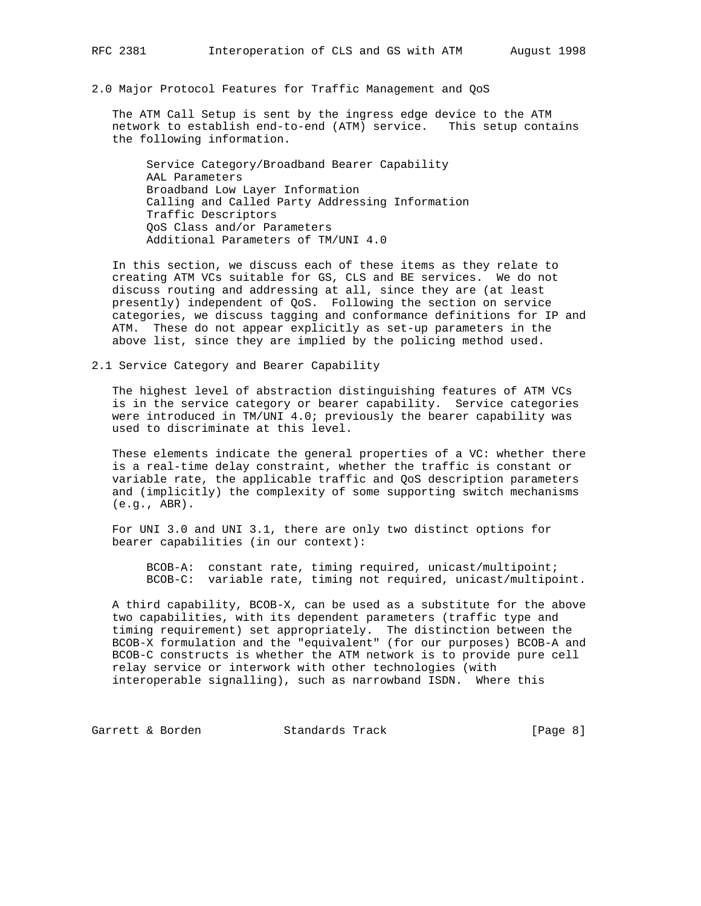## 2.0 Major Protocol Features for Traffic Management and QoS

The ATM Call Setup is sent by the ingress edge device to the ATM network to establish end-to-end (ATM) service. This setup contains the following information.

Service Category/Broadband Bearer Capability
AAL Parameters
Broadband Low Layer Information
Calling and Called Party Addressing Information
Traffic Descriptors
QoS Class and/or Parameters
Additional Parameters of TM/UNI 4.0

In this section, we discuss each of these items as they relate to creating ATM VCs suitable for GS, CLS and BE services. We do not discuss routing and addressing at all, since they are (at least presently) independent of QoS. Following the section on service categories, we discuss tagging and conformance definitions for IP and ATM. These do not appear explicitly as set-up parameters in the above list, since they are implied by the policing method used.

### 2.1 Service Category and Bearer Capability

The highest level of abstraction distinguishing features of ATM VCs is in the service category or bearer capability. Service categories were introduced in TM/UNI 4.0; previously the bearer capability was used to discriminate at this level.

These elements indicate the general properties of a VC: whether there is a real-time delay constraint, whether the traffic is constant or variable rate, the applicable traffic and QoS description parameters and (implicitly) the complexity of some supporting switch mechanisms (e.g., ABR).

For UNI 3.0 and UNI 3.1, there are only two distinct options for bearer capabilities (in our context):

BCOB-A: constant rate, timing required, unicast/multipoint;
BCOB-C: variable rate, timing not required, unicast/multipoint.

A third capability, BCOB-X, can be used as a substitute for the above two capabilities, with its dependent parameters (traffic type and timing requirement) set appropriately. The distinction between the BCOB-X formulation and the "equivalent" (for our purposes) BCOB-A and BCOB-C constructs is whether the ATM network is to provide pure cell relay service or interwork with other technologies (with interoperable signalling), such as narrowband ISDN. Where this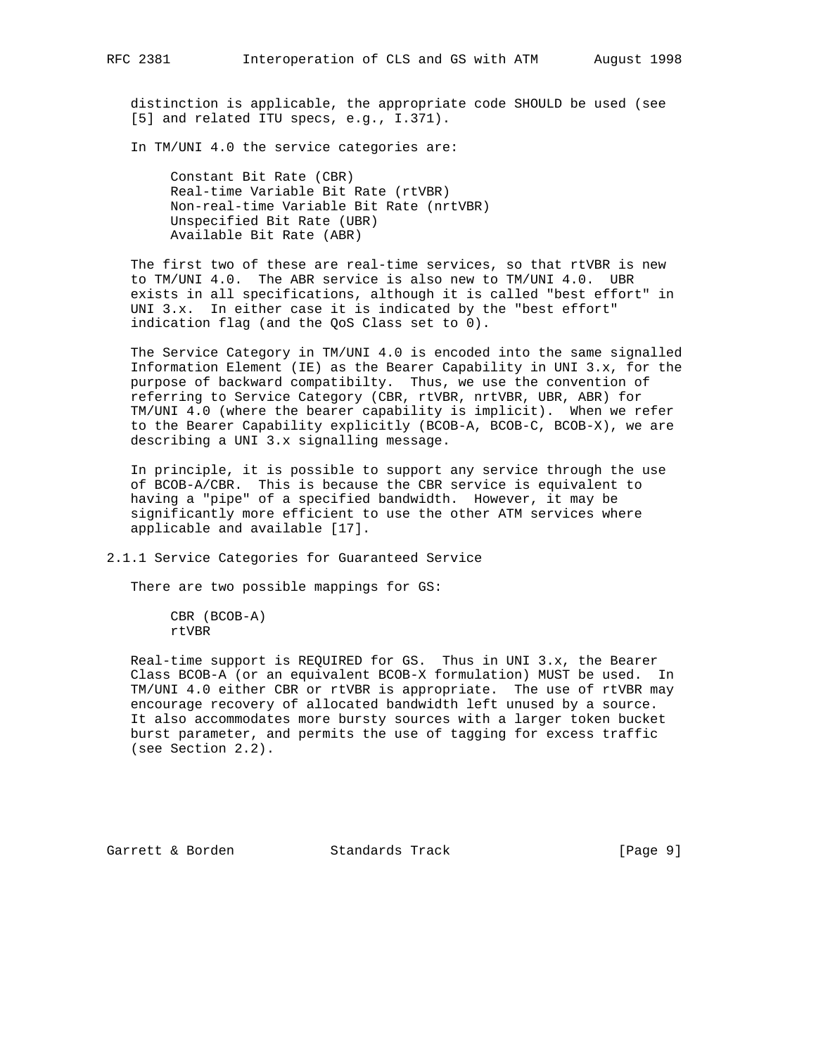distinction is applicable, the appropriate code SHOULD be used (see [5] and related ITU specs, e.g., I.371).

In TM/UNI 4.0 the service categories are:

- Constant Bit Rate (CBR)
- Real-time Variable Bit Rate (rtVBR)
- Non-real-time Variable Bit Rate (nrtVBR)
- Unspecified Bit Rate (UBR)
- Available Bit Rate (ABR)

The first two of these are real-time services, so that rtVBR is new to TM/UNI 4.0. The ABR service is also new to TM/UNI 4.0. UBR exists in all specifications, although it is called "best effort" in UNI 3.x. In either case it is indicated by the "best effort" indication flag (and the QoS Class set to 0).

The Service Category in TM/UNI 4.0 is encoded into the same signalled Information Element (IE) as the Bearer Capability in UNI 3.x, for the purpose of backward compatibilty. Thus, we use the convention of referring to Service Category (CBR, rtVBR, nrtVBR, UBR, ABR) for TM/UNI 4.0 (where the bearer capability is implicit). When we refer to the Bearer Capability explicitly (BCOB-A, BCOB-C, BCOB-X), we are describing a UNI 3.x signalling message.

In principle, it is possible to support any service through the use of BCOB-A/CBR. This is because the CBR service is equivalent to having a "pipe" of a specified bandwidth. However, it may be significantly more efficient to use the other ATM services where applicable and available [17].

### 2.1.1 Service Categories for Guaranteed Service

There are two possible mappings for GS:

- CBR (BCOB-A)
- rtVBR

Real-time support is REQUIRED for GS. Thus in UNI 3.x, the Bearer Class BCOB-A (or an equivalent BCOB-X formulation) MUST be used. In TM/UNI 4.0 either CBR or rtVBR is appropriate. The use of rtVBR may encourage recovery of allocated bandwidth left unused by a source. It also accommodates more bursty sources with a larger token bucket burst parameter, and permits the use of tagging for excess traffic (see Section 2.2).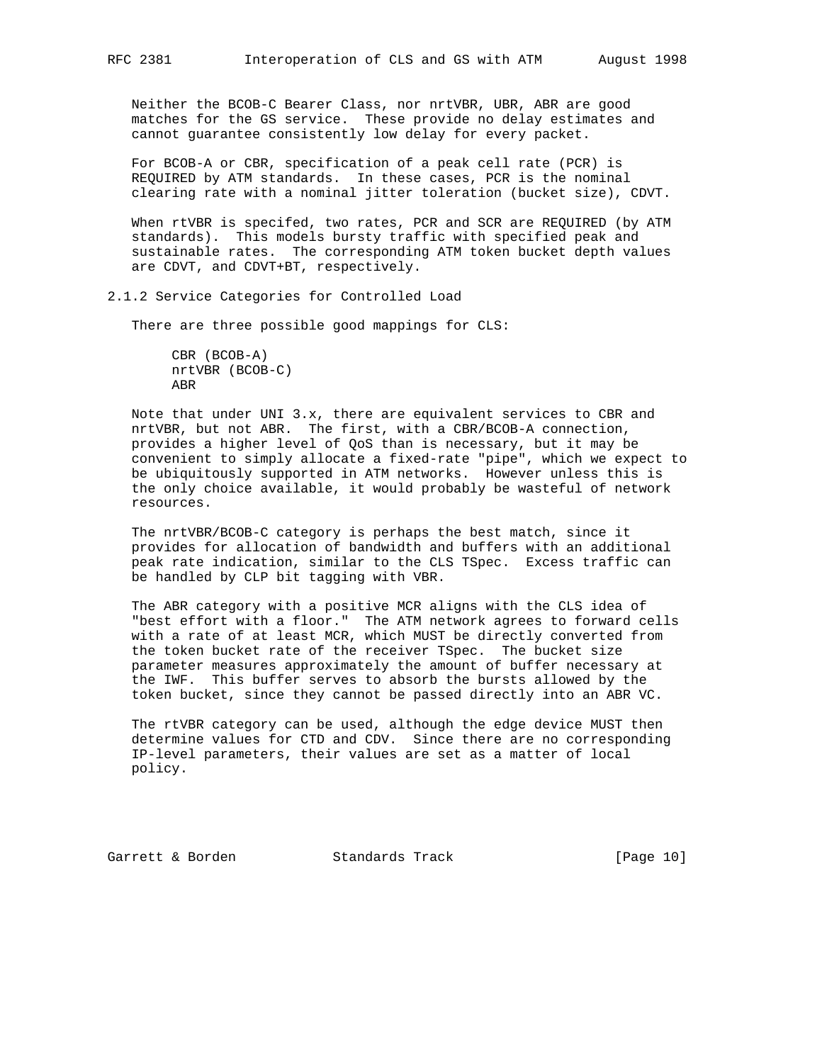Neither the BCOB-C Bearer Class, nor nrtVBR, UBR, ABR are good matches for the GS service. These provide no delay estimates and cannot guarantee consistently low delay for every packet.

For BCOB-A or CBR, specification of a peak cell rate (PCR) is REQUIRED by ATM standards. In these cases, PCR is the nominal clearing rate with a nominal jitter toleration (bucket size), CDVT.

When rtVBR is specifed, two rates, PCR and SCR are REQUIRED (by ATM standards). This models bursty traffic with specified peak and sustainable rates. The corresponding ATM token bucket depth values are CDVT, and CDVT+BT, respectively.

### 2.1.2 Service Categories for Controlled Load

There are three possible good mappings for CLS:

```
CBR (BCOB-A)
nrtVBR (BCOB-C)
ABR
```

Note that under UNI 3.x, there are equivalent services to CBR and nrtVBR, but not ABR. The first, with a CBR/BCOB-A connection, provides a higher level of QoS than is necessary, but it may be convenient to simply allocate a fixed-rate "pipe", which we expect to be ubiquitously supported in ATM networks. However unless this is the only choice available, it would probably be wasteful of network resources.

The nrtVBR/BCOB-C category is perhaps the best match, since it provides for allocation of bandwidth and buffers with an additional peak rate indication, similar to the CLS TSpec. Excess traffic can be handled by CLP bit tagging with VBR.

The ABR category with a positive MCR aligns with the CLS idea of "best effort with a floor." The ATM network agrees to forward cells with a rate of at least MCR, which MUST be directly converted from the token bucket rate of the receiver TSpec. The bucket size parameter measures approximately the amount of buffer necessary at the IWF. This buffer serves to absorb the bursts allowed by the token bucket, since they cannot be passed directly into an ABR VC.

The rtVBR category can be used, although the edge device MUST then determine values for CTD and CDV. Since there are no corresponding IP-level parameters, their values are set as a matter of local policy.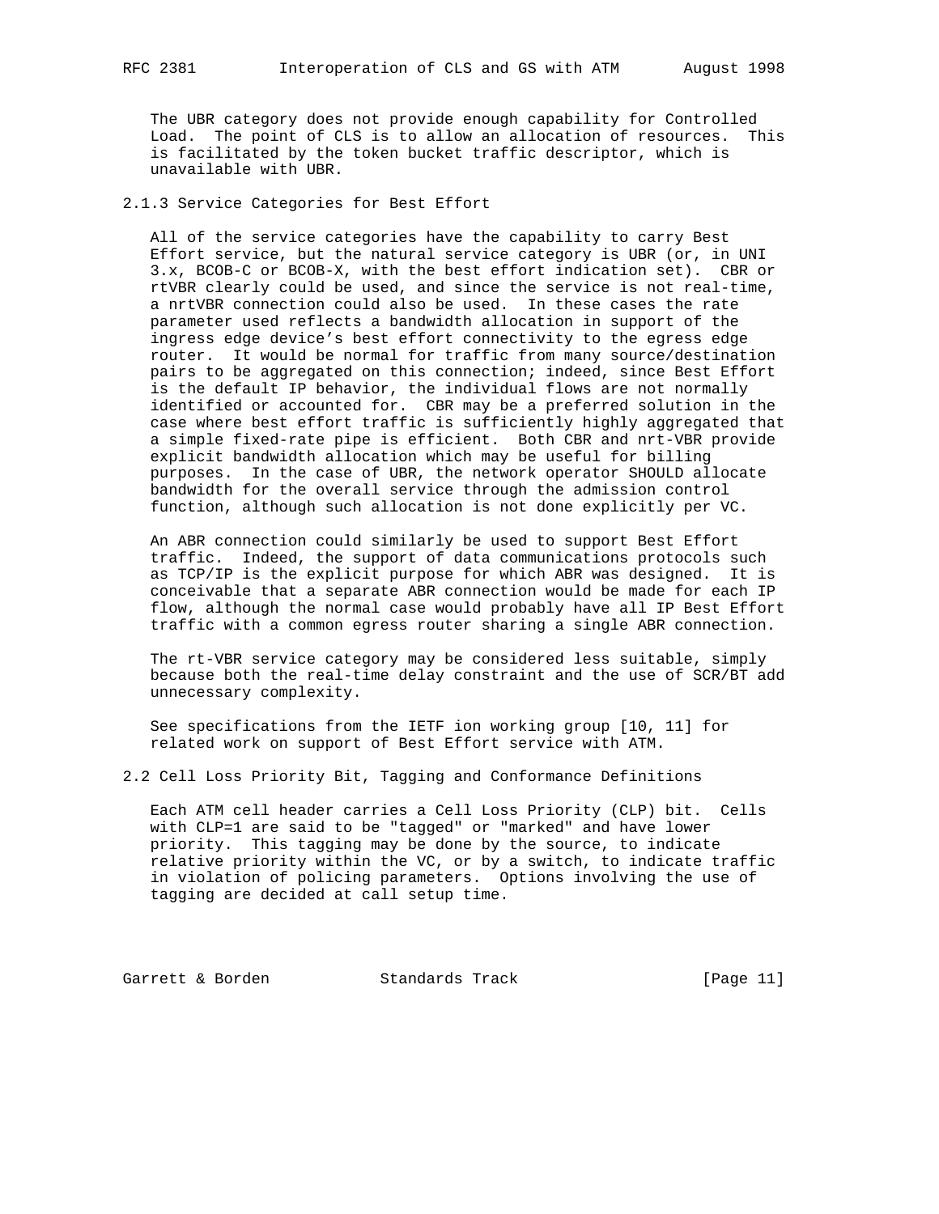The UBR category does not provide enough capability for Controlled Load. The point of CLS is to allow an allocation of resources. This is facilitated by the token bucket traffic descriptor, which is unavailable with UBR.

### 2.1.3 Service Categories for Best Effort

All of the service categories have the capability to carry Best Effort service, but the natural service category is UBR (or, in UNI 3.x, BCOB-C or BCOB-X, with the best effort indication set). CBR or rtVBR clearly could be used, and since the service is not real-time, a nrtVBR connection could also be used. In these cases the rate parameter used reflects a bandwidth allocation in support of the ingress edge device's best effort connectivity to the egress edge router. It would be normal for traffic from many source/destination pairs to be aggregated on this connection; indeed, since Best Effort is the default IP behavior, the individual flows are not normally identified or accounted for. CBR may be a preferred solution in the case where best effort traffic is sufficiently highly aggregated that a simple fixed-rate pipe is efficient. Both CBR and nrt-VBR provide explicit bandwidth allocation which may be useful for billing purposes. In the case of UBR, the network operator SHOULD allocate bandwidth for the overall service through the admission control function, although such allocation is not done explicitly per VC.

An ABR connection could similarly be used to support Best Effort traffic. Indeed, the support of data communications protocols such as TCP/IP is the explicit purpose for which ABR was designed. It is conceivable that a separate ABR connection would be made for each IP flow, although the normal case would probably have all IP Best Effort traffic with a common egress router sharing a single ABR connection.

The rt-VBR service category may be considered less suitable, simply because both the real-time delay constraint and the use of SCR/BT add unnecessary complexity.

See specifications from the IETF ion working group [10, 11] for related work on support of Best Effort service with ATM.

## 2.2 Cell Loss Priority Bit, Tagging and Conformance Definitions

Each ATM cell header carries a Cell Loss Priority (CLP) bit. Cells with CLP=1 are said to be "tagged" or "marked" and have lower priority. This tagging may be done by the source, to indicate relative priority within the VC, or by a switch, to indicate traffic in violation of policing parameters. Options involving the use of tagging are decided at call setup time.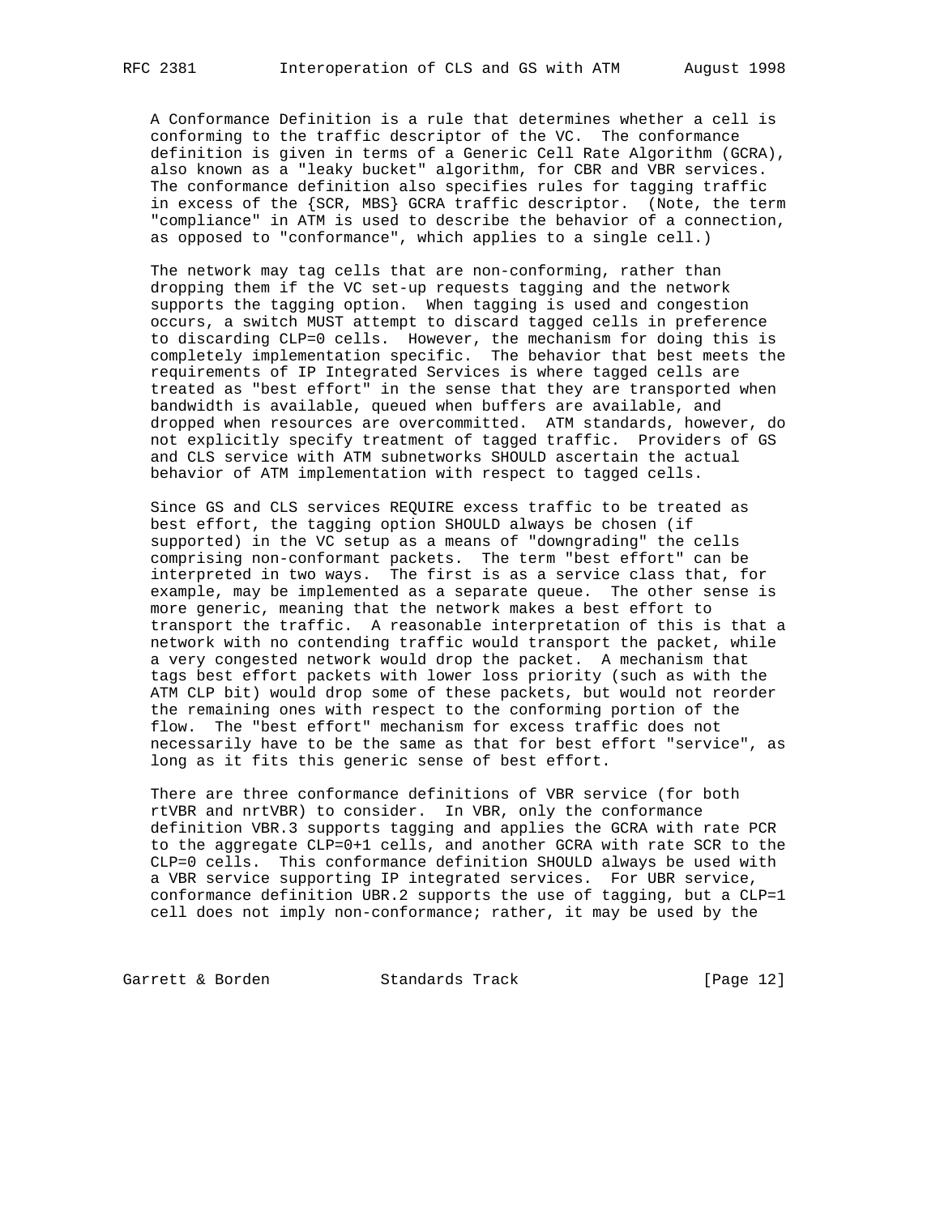A Conformance Definition is a rule that determines whether a cell is conforming to the traffic descriptor of the VC. The conformance definition is given in terms of a Generic Cell Rate Algorithm (GCRA), also known as a "leaky bucket" algorithm, for CBR and VBR services. The conformance definition also specifies rules for tagging traffic in excess of the {SCR, MBS} GCRA traffic descriptor. (Note, the term "compliance" in ATM is used to describe the behavior of a connection, as opposed to "conformance", which applies to a single cell.)

The network may tag cells that are non-conforming, rather than dropping them if the VC set-up requests tagging and the network supports the tagging option. When tagging is used and congestion occurs, a switch MUST attempt to discard tagged cells in preference to discarding CLP=0 cells. However, the mechanism for doing this is completely implementation specific. The behavior that best meets the requirements of IP Integrated Services is where tagged cells are treated as "best effort" in the sense that they are transported when bandwidth is available, queued when buffers are available, and dropped when resources are overcommitted. ATM standards, however, do not explicitly specify treatment of tagged traffic. Providers of GS and CLS service with ATM subnetworks SHOULD ascertain the actual behavior of ATM implementation with respect to tagged cells.

Since GS and CLS services REQUIRE excess traffic to be treated as best effort, the tagging option SHOULD always be chosen (if supported) in the VC setup as a means of "downgrading" the cells comprising non-conformant packets. The term "best effort" can be interpreted in two ways. The first is as a service class that, for example, may be implemented as a separate queue. The other sense is more generic, meaning that the network makes a best effort to transport the traffic. A reasonable interpretation of this is that a network with no contending traffic would transport the packet, while a very congested network would drop the packet. A mechanism that tags best effort packets with lower loss priority (such as with the ATM CLP bit) would drop some of these packets, but would not reorder the remaining ones with respect to the conforming portion of the flow. The "best effort" mechanism for excess traffic does not necessarily have to be the same as that for best effort "service", as long as it fits this generic sense of best effort.

There are three conformance definitions of VBR service (for both rtVBR and nrtVBR) to consider. In VBR, only the conformance definition VBR.3 supports tagging and applies the GCRA with rate PCR to the aggregate CLP=0+1 cells, and another GCRA with rate SCR to the CLP=0 cells. This conformance definition SHOULD always be used with a VBR service supporting IP integrated services. For UBR service, conformance definition UBR.2 supports the use of tagging, but a CLP=1 cell does not imply non-conformance; rather, it may be used by the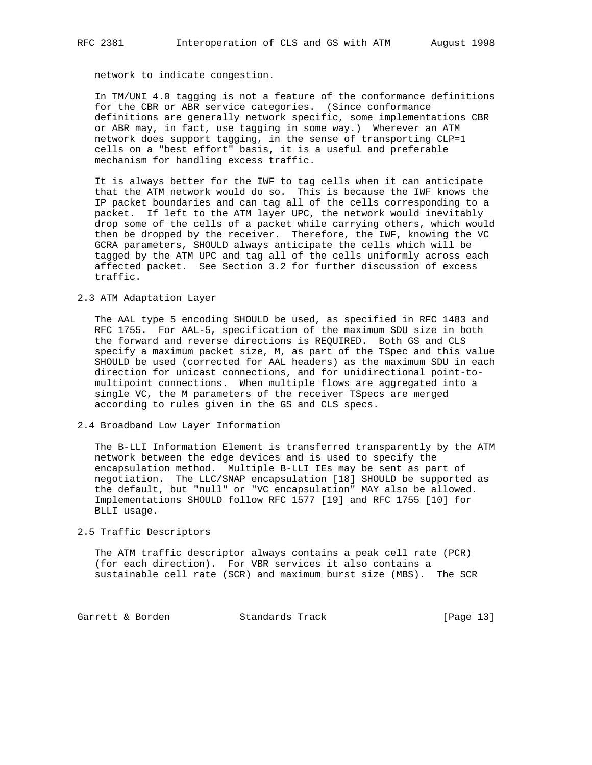network to indicate congestion.

In TM/UNI 4.0 tagging is not a feature of the conformance definitions for the CBR or ABR service categories. (Since conformance definitions are generally network specific, some implementations CBR or ABR may, in fact, use tagging in some way.) Wherever an ATM network does support tagging, in the sense of transporting CLP=1 cells on a "best effort" basis, it is a useful and preferable mechanism for handling excess traffic.

It is always better for the IWF to tag cells when it can anticipate that the ATM network would do so. This is because the IWF knows the IP packet boundaries and can tag all of the cells corresponding to a packet. If left to the ATM layer UPC, the network would inevitably drop some of the cells of a packet while carrying others, which would then be dropped by the receiver. Therefore, the IWF, knowing the VC GCRA parameters, SHOULD always anticipate the cells which will be tagged by the ATM UPC and tag all of the cells uniformly across each affected packet. See Section 3.2 for further discussion of excess traffic.

## 2.3 ATM Adaptation Layer

The AAL type 5 encoding SHOULD be used, as specified in RFC 1483 and RFC 1755. For AAL-5, specification of the maximum SDU size in both the forward and reverse directions is REQUIRED. Both GS and CLS specify a maximum packet size, M, as part of the TSpec and this value SHOULD be used (corrected for AAL headers) as the maximum SDU in each direction for unicast connections, and for unidirectional point-to-multipoint connections. When multiple flows are aggregated into a single VC, the M parameters of the receiver TSpecs are merged according to rules given in the GS and CLS specs.

## 2.4 Broadband Low Layer Information

The B-LLI Information Element is transferred transparently by the ATM network between the edge devices and is used to specify the encapsulation method. Multiple B-LLI IEs may be sent as part of negotiation. The LLC/SNAP encapsulation [18] SHOULD be supported as the default, but "null" or "VC encapsulation" MAY also be allowed. Implementations SHOULD follow RFC 1577 [19] and RFC 1755 [10] for BLLI usage.

## 2.5 Traffic Descriptors

The ATM traffic descriptor always contains a peak cell rate (PCR) (for each direction). For VBR services it also contains a sustainable cell rate (SCR) and maximum burst size (MBS). The SCR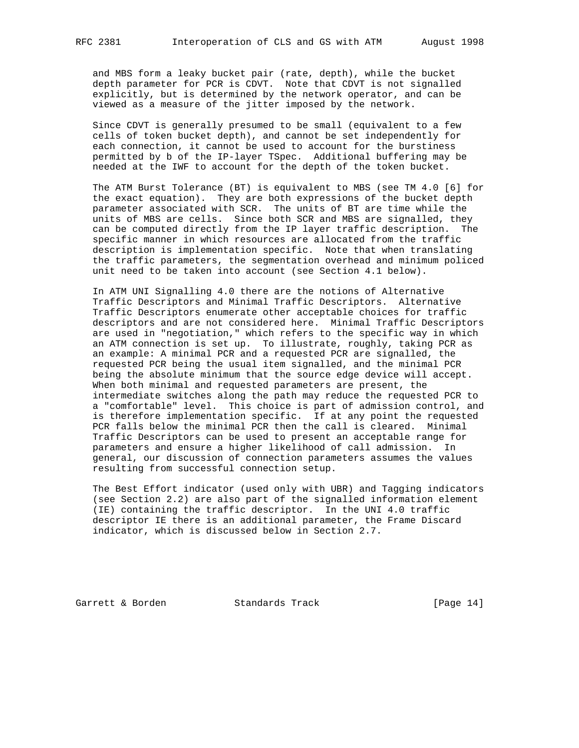and MBS form a leaky bucket pair (rate, depth), while the bucket depth parameter for PCR is CDVT. Note that CDVT is not signalled explicitly, but is determined by the network operator, and can be viewed as a measure of the jitter imposed by the network.

Since CDVT is generally presumed to be small (equivalent to a few cells of token bucket depth), and cannot be set independently for each connection, it cannot be used to account for the burstiness permitted by b of the IP-layer TSpec. Additional buffering may be needed at the IWF to account for the depth of the token bucket.

The ATM Burst Tolerance (BT) is equivalent to MBS (see TM 4.0 [6] for the exact equation). They are both expressions of the bucket depth parameter associated with SCR. The units of BT are time while the units of MBS are cells. Since both SCR and MBS are signalled, they can be computed directly from the IP layer traffic description. The specific manner in which resources are allocated from the traffic description is implementation specific. Note that when translating the traffic parameters, the segmentation overhead and minimum policed unit need to be taken into account (see Section 4.1 below).

In ATM UNI Signalling 4.0 there are the notions of Alternative Traffic Descriptors and Minimal Traffic Descriptors. Alternative Traffic Descriptors enumerate other acceptable choices for traffic descriptors and are not considered here. Minimal Traffic Descriptors are used in "negotiation," which refers to the specific way in which an ATM connection is set up. To illustrate, roughly, taking PCR as an example: A minimal PCR and a requested PCR are signalled, the requested PCR being the usual item signalled, and the minimal PCR being the absolute minimum that the source edge device will accept. When both minimal and requested parameters are present, the intermediate switches along the path may reduce the requested PCR to a "comfortable" level. This choice is part of admission control, and is therefore implementation specific. If at any point the requested PCR falls below the minimal PCR then the call is cleared. Minimal Traffic Descriptors can be used to present an acceptable range for parameters and ensure a higher likelihood of call admission. In general, our discussion of connection parameters assumes the values resulting from successful connection setup.

The Best Effort indicator (used only with UBR) and Tagging indicators (see Section 2.2) are also part of the signalled information element (IE) containing the traffic descriptor. In the UNI 4.0 traffic descriptor IE there is an additional parameter, the Frame Discard indicator, which is discussed below in Section 2.7.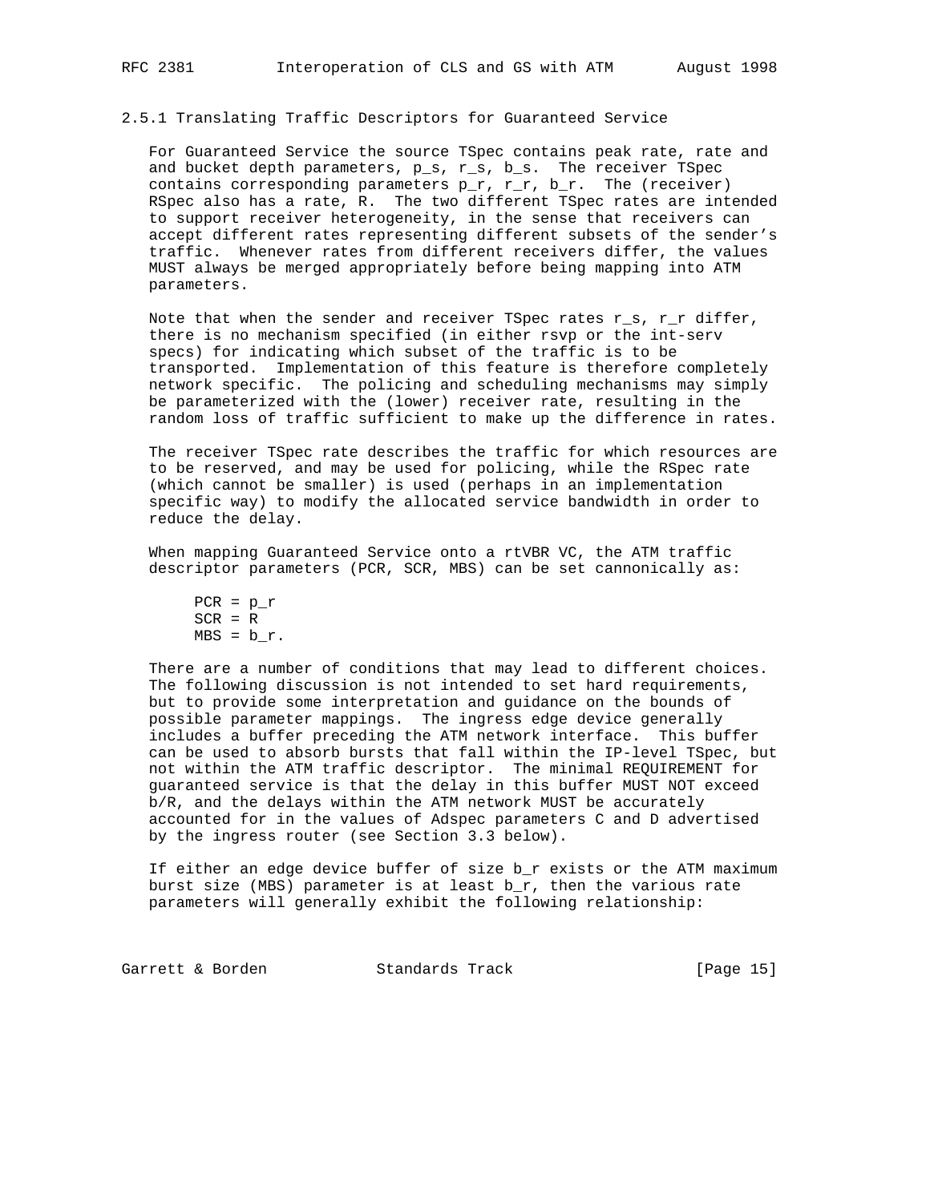### 2.5.1 Translating Traffic Descriptors for Guaranteed Service

For Guaranteed Service the source TSpec contains peak rate, rate and and bucket depth parameters, $p_s$, $r_s$, $b_s$. The receiver TSpec contains corresponding parameters $p_r$, $r_r$, $b_r$. The (receiver) RSpec also has a rate, R. The two different TSpec rates are intended to support receiver heterogeneity, in the sense that receivers can accept different rates representing different subsets of the sender's traffic. Whenever rates from different receivers differ, the values MUST always be merged appropriately before being mapping into ATM parameters.

Note that when the sender and receiver TSpec rates $r_s$, $r_r$ differ, there is no mechanism specified (in either rsvp or the int-serv specs) for indicating which subset of the traffic is to be transported. Implementation of this feature is therefore completely network specific. The policing and scheduling mechanisms may simply be parameterized with the (lower) receiver rate, resulting in the random loss of traffic sufficient to make up the difference in rates.

The receiver TSpec rate describes the traffic for which resources are to be reserved, and may be used for policing, while the RSpec rate (which cannot be smaller) is used (perhaps in an implementation specific way) to modify the allocated service bandwidth in order to reduce the delay.

When mapping Guaranteed Service onto a rtVBR VC, the ATM traffic descriptor parameters (PCR, SCR, MBS) can be set cannonically as:

$$PCR = p_r$$
$$SCR = R$$
$$MBS = b_r.$$

There are a number of conditions that may lead to different choices. The following discussion is not intended to set hard requirements, but to provide some interpretation and guidance on the bounds of possible parameter mappings. The ingress edge device generally includes a buffer preceding the ATM network interface. This buffer can be used to absorb bursts that fall within the IP-level TSpec, but not within the ATM traffic descriptor. The minimal REQUIREMENT for guaranteed service is that the delay in this buffer MUST NOT exceed b/R, and the delays within the ATM network MUST be accurately accounted for in the values of Adspec parameters C and D advertised by the ingress router (see Section 3.3 below).

If either an edge device buffer of size $b_r$ exists or the ATM maximum burst size (MBS) parameter is at least $b_r$, then the various rate parameters will generally exhibit the following relationship: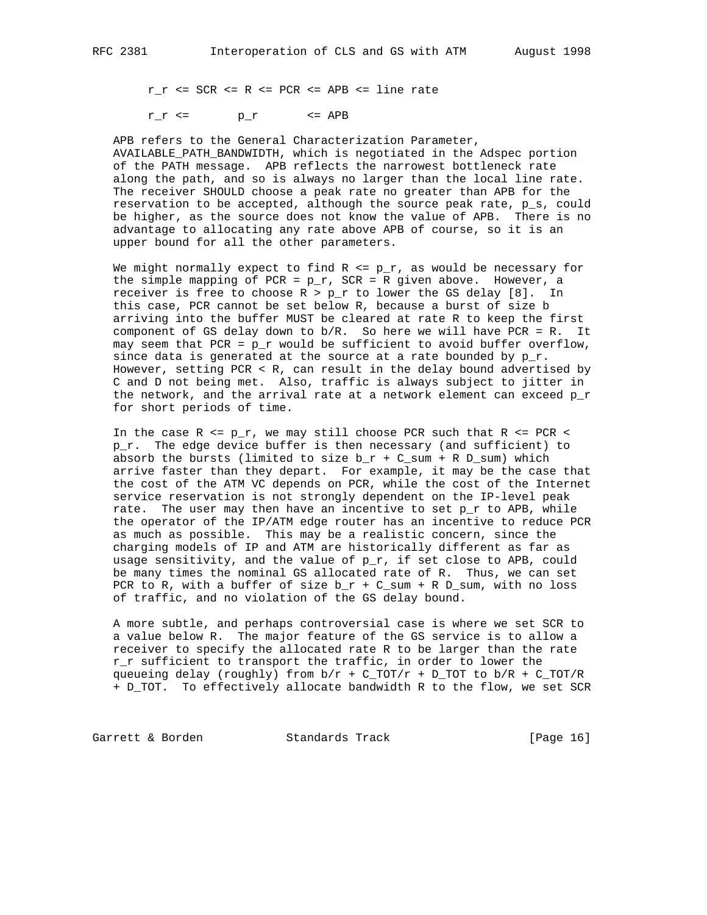$$r_r \le SCR \le R \le PCR \le APB \le \text{line rate}$$

$$r_r \le p_r \le APB$$

APB refers to the General Characterization Parameter, AVAILABLE_PATH_BANDWIDTH, which is negotiated in the Adspec portion of the PATH message. APB reflects the narrowest bottleneck rate along the path, and so is always no larger than the local line rate. The receiver SHOULD choose a peak rate no greater than APB for the reservation to be accepted, although the source peak rate, $p_s$, could be higher, as the source does not know the value of APB. There is no advantage to allocating any rate above APB of course, so it is an upper bound for all the other parameters.

We might normally expect to find $R \le p_r$, as would be necessary for the simple mapping of $PCR = p_r$, $SCR = R$ given above. However, a receiver is free to choose $R > p_r$ to lower the GS delay [8]. In this case, PCR cannot be set below R, because a burst of size b arriving into the buffer MUST be cleared at rate R to keep the first component of GS delay down to $b/R$. So here we will have $PCR = R$. It may seem that $PCR = p_r$ would be sufficient to avoid buffer overflow, since data is generated at the source at a rate bounded by $p_r$. However, setting $PCR < R$, can result in the delay bound advertised by C and D not being met. Also, traffic is always subject to jitter in the network, and the arrival rate at a network element can exceed $p_r$ for short periods of time.

In the case $R \le p_r$, we may still choose PCR such that $R \le PCR < p_r$. The edge device buffer is then necessary (and sufficient) to absorb the bursts (limited to size $b_r + C_{sum} + R\ D_{sum}$) which arrive faster than they depart. For example, it may be the case that the cost of the ATM VC depends on PCR, while the cost of the Internet service reservation is not strongly dependent on the IP-level peak rate. The user may then have an incentive to set $p_r$ to APB, while the operator of the IP/ATM edge router has an incentive to reduce PCR as much as possible. This may be a realistic concern, since the charging models of IP and ATM are historically different as far as usage sensitivity, and the value of $p_r$, if set close to APB, could be many times the nominal GS allocated rate of R. Thus, we can set PCR to R, with a buffer of size $b_r + C_{sum} + R\ D_{sum}$, with no loss of traffic, and no violation of the GS delay bound.

A more subtle, and perhaps controversial case is where we set SCR to a value below R. The major feature of the GS service is to allow a receiver to specify the allocated rate R to be larger than the rate $r_r$ sufficient to transport the traffic, in order to lower the queueing delay (roughly) from $b/r + C_{TOT}/r + D_{TOT}$ to $b/R + C_{TOT}/R + D_{TOT}$. To effectively allocate bandwidth R to the flow, we set SCR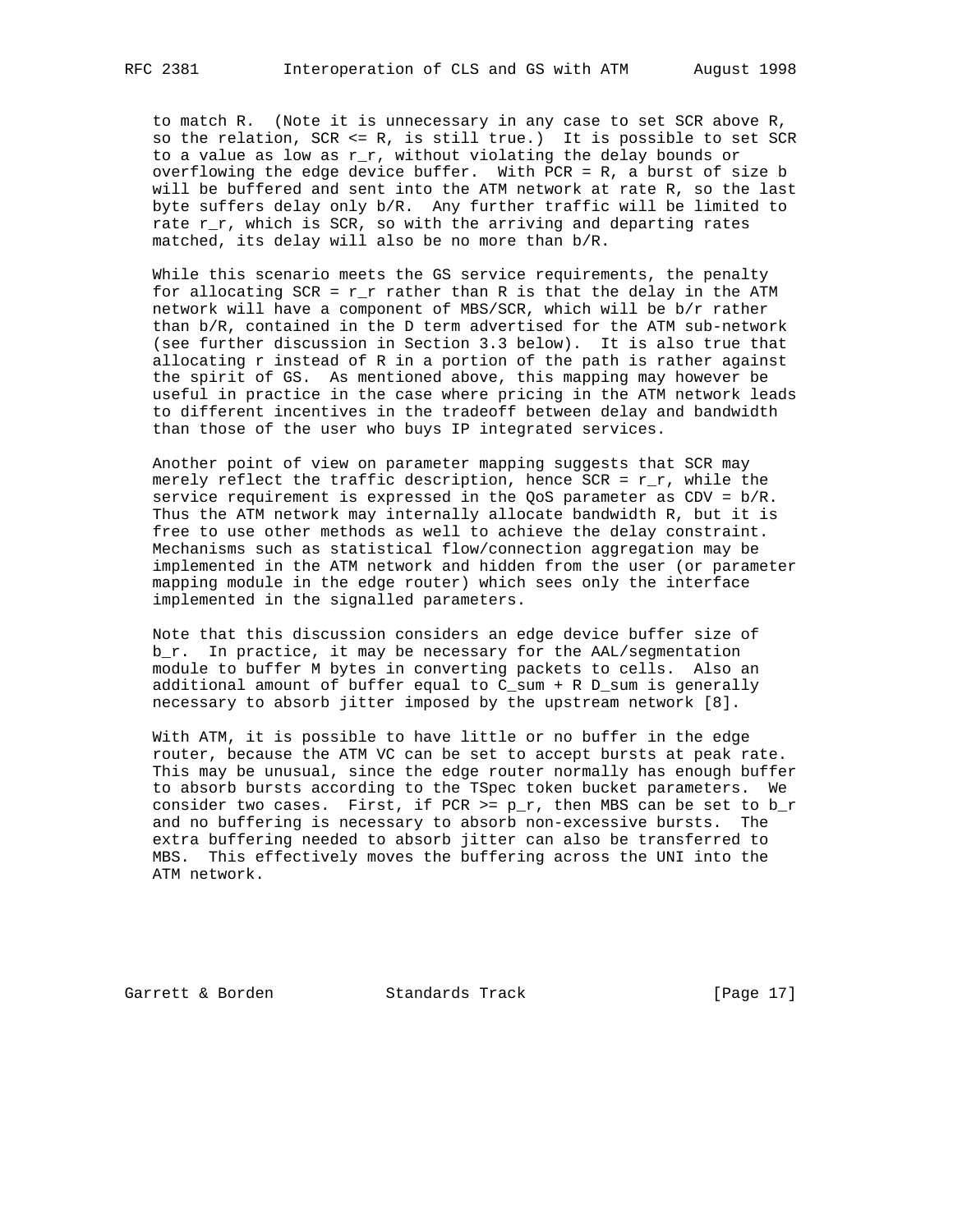to match R. (Note it is unnecessary in any case to set SCR above R, so the relation, SCR <= R, is still true.) It is possible to set SCR to a value as low as $r_r$, without violating the delay bounds or overflowing the edge device buffer. With PCR = R, a burst of size b will be buffered and sent into the ATM network at rate R, so the last byte suffers delay only b/R. Any further traffic will be limited to rate $r_r$, which is SCR, so with the arriving and departing rates matched, its delay will also be no more than b/R.

While this scenario meets the GS service requirements, the penalty for allocating SCR = $r_r$ rather than R is that the delay in the ATM network will have a component of MBS/SCR, which will be b/r rather than b/R, contained in the D term advertised for the ATM sub-network (see further discussion in Section 3.3 below). It is also true that allocating r instead of R in a portion of the path is rather against the spirit of GS. As mentioned above, this mapping may however be useful in practice in the case where pricing in the ATM network leads to different incentives in the tradeoff between delay and bandwidth than those of the user who buys IP integrated services.

Another point of view on parameter mapping suggests that SCR may merely reflect the traffic description, hence SCR = $r_r$, while the service requirement is expressed in the QoS parameter as CDV = b/R. Thus the ATM network may internally allocate bandwidth R, but it is free to use other methods as well to achieve the delay constraint. Mechanisms such as statistical flow/connection aggregation may be implemented in the ATM network and hidden from the user (or parameter mapping module in the edge router) which sees only the interface implemented in the signalled parameters.

Note that this discussion considers an edge device buffer size of $b_r$. In practice, it may be necessary for the AAL/segmentation module to buffer M bytes in converting packets to cells. Also an additional amount of buffer equal to $C_{sum}$ + R $D_{sum}$ is generally necessary to absorb jitter imposed by the upstream network [8].

With ATM, it is possible to have little or no buffer in the edge router, because the ATM VC can be set to accept bursts at peak rate. This may be unusual, since the edge router normally has enough buffer to absorb bursts according to the TSpec token bucket parameters. We consider two cases. First, if PCR >= $p_r$, then MBS can be set to $b_r$ and no buffering is necessary to absorb non-excessive bursts. The extra buffering needed to absorb jitter can also be transferred to MBS. This effectively moves the buffering across the UNI into the ATM network.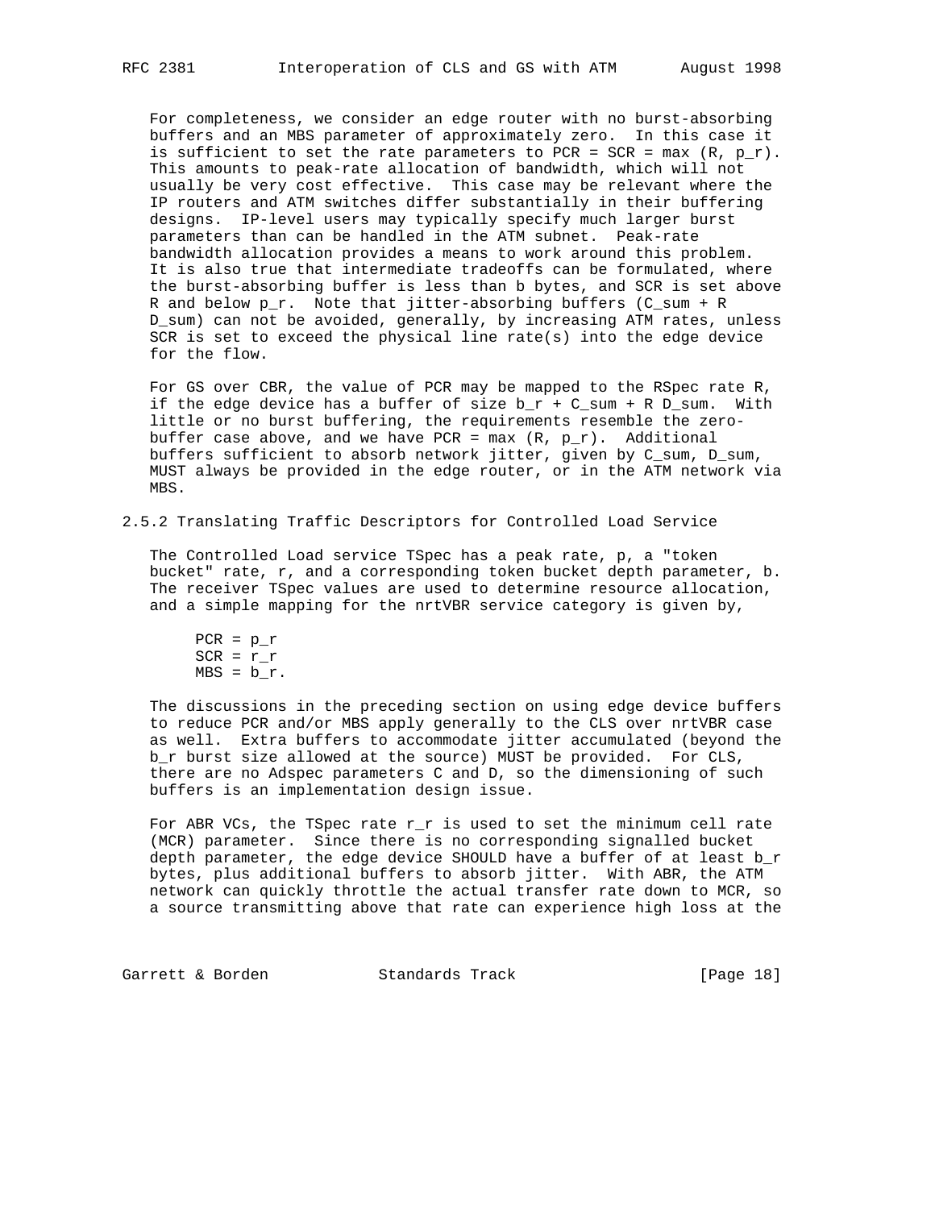For completeness, we consider an edge router with no burst-absorbing buffers and an MBS parameter of approximately zero. In this case it is sufficient to set the rate parameters to $PCR = SCR = \max(R, p_r)$. This amounts to peak-rate allocation of bandwidth, which will not usually be very cost effective. This case may be relevant where the IP routers and ATM switches differ substantially in their buffering designs. IP-level users may typically specify much larger burst parameters than can be handled in the ATM subnet. Peak-rate bandwidth allocation provides a means to work around this problem. It is also true that intermediate tradeoffs can be formulated, where the burst-absorbing buffer is less than b bytes, and SCR is set above R and below $p_r$. Note that jitter-absorbing buffers ($C_{sum} + R D_{sum}$) can not be avoided, generally, by increasing ATM rates, unless SCR is set to exceed the physical line rate(s) into the edge device for the flow.

For GS over CBR, the value of PCR may be mapped to the RSpec rate R, if the edge device has a buffer of size $b_r + C_{sum} + R D_{sum}$. With little or no burst buffering, the requirements resemble the zero-buffer case above, and we have $PCR = \max(R, p_r)$. Additional buffers sufficient to absorb network jitter, given by $C_{sum}$, $D_{sum}$, MUST always be provided in the edge router, or in the ATM network via MBS.

### 2.5.2 Translating Traffic Descriptors for Controlled Load Service

The Controlled Load service TSpec has a peak rate, p, a "token bucket" rate, r, and a corresponding token bucket depth parameter, b. The receiver TSpec values are used to determine resource allocation, and a simple mapping for the nrtVBR service category is given by,

$$PCR = p_r$$
$$SCR = r_r$$
$$MBS = b_r.$$

The discussions in the preceding section on using edge device buffers to reduce PCR and/or MBS apply generally to the CLS over nrtVBR case as well. Extra buffers to accommodate jitter accumulated (beyond the $b_r$ burst size allowed at the source) MUST be provided. For CLS, there are no Adspec parameters C and D, so the dimensioning of such buffers is an implementation design issue.

For ABR VCs, the TSpec rate $r_r$ is used to set the minimum cell rate (MCR) parameter. Since there is no corresponding signalled bucket depth parameter, the edge device SHOULD have a buffer of at least $b_r$ bytes, plus additional buffers to absorb jitter. With ABR, the ATM network can quickly throttle the actual transfer rate down to MCR, so a source transmitting above that rate can experience high loss at the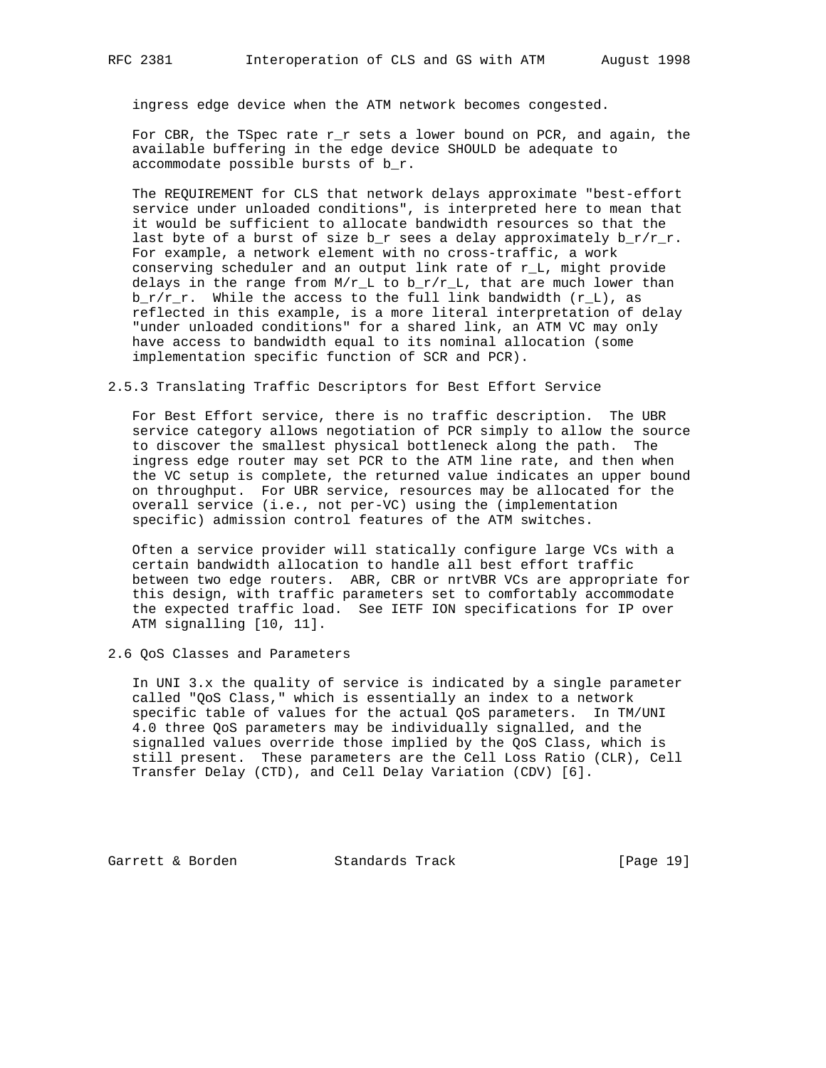ingress edge device when the ATM network becomes congested.

For CBR, the TSpec rate $r_r$ sets a lower bound on PCR, and again, the available buffering in the edge device SHOULD be adequate to accommodate possible bursts of $b_r$.

The REQUIREMENT for CLS that network delays approximate "best-effort service under unloaded conditions", is interpreted here to mean that it would be sufficient to allocate bandwidth resources so that the last byte of a burst of size $b_r$ sees a delay approximately $b_r/r_r$. For example, a network element with no cross-traffic, a work conserving scheduler and an output link rate of $r_L$, might provide delays in the range from $M/r_L$ to $b_r/r_L$, that are much lower than $b_r/r_r$. While the access to the full link bandwidth ($r_L$), as reflected in this example, is a more literal interpretation of delay "under unloaded conditions" for a shared link, an ATM VC may only have access to bandwidth equal to its nominal allocation (some implementation specific function of SCR and PCR).

### 2.5.3 Translating Traffic Descriptors for Best Effort Service

For Best Effort service, there is no traffic description. The UBR service category allows negotiation of PCR simply to allow the source to discover the smallest physical bottleneck along the path. The ingress edge router may set PCR to the ATM line rate, and then when the VC setup is complete, the returned value indicates an upper bound on throughput. For UBR service, resources may be allocated for the overall service (i.e., not per-VC) using the (implementation specific) admission control features of the ATM switches.

Often a service provider will statically configure large VCs with a certain bandwidth allocation to handle all best effort traffic between two edge routers. ABR, CBR or nrtVBR VCs are appropriate for this design, with traffic parameters set to comfortably accommodate the expected traffic load. See IETF ION specifications for IP over ATM signalling [10, 11].

## 2.6 QoS Classes and Parameters

In UNI 3.x the quality of service is indicated by a single parameter called "QoS Class," which is essentially an index to a network specific table of values for the actual QoS parameters. In TM/UNI 4.0 three QoS parameters may be individually signalled, and the signalled values override those implied by the QoS Class, which is still present. These parameters are the Cell Loss Ratio (CLR), Cell Transfer Delay (CTD), and Cell Delay Variation (CDV) [6].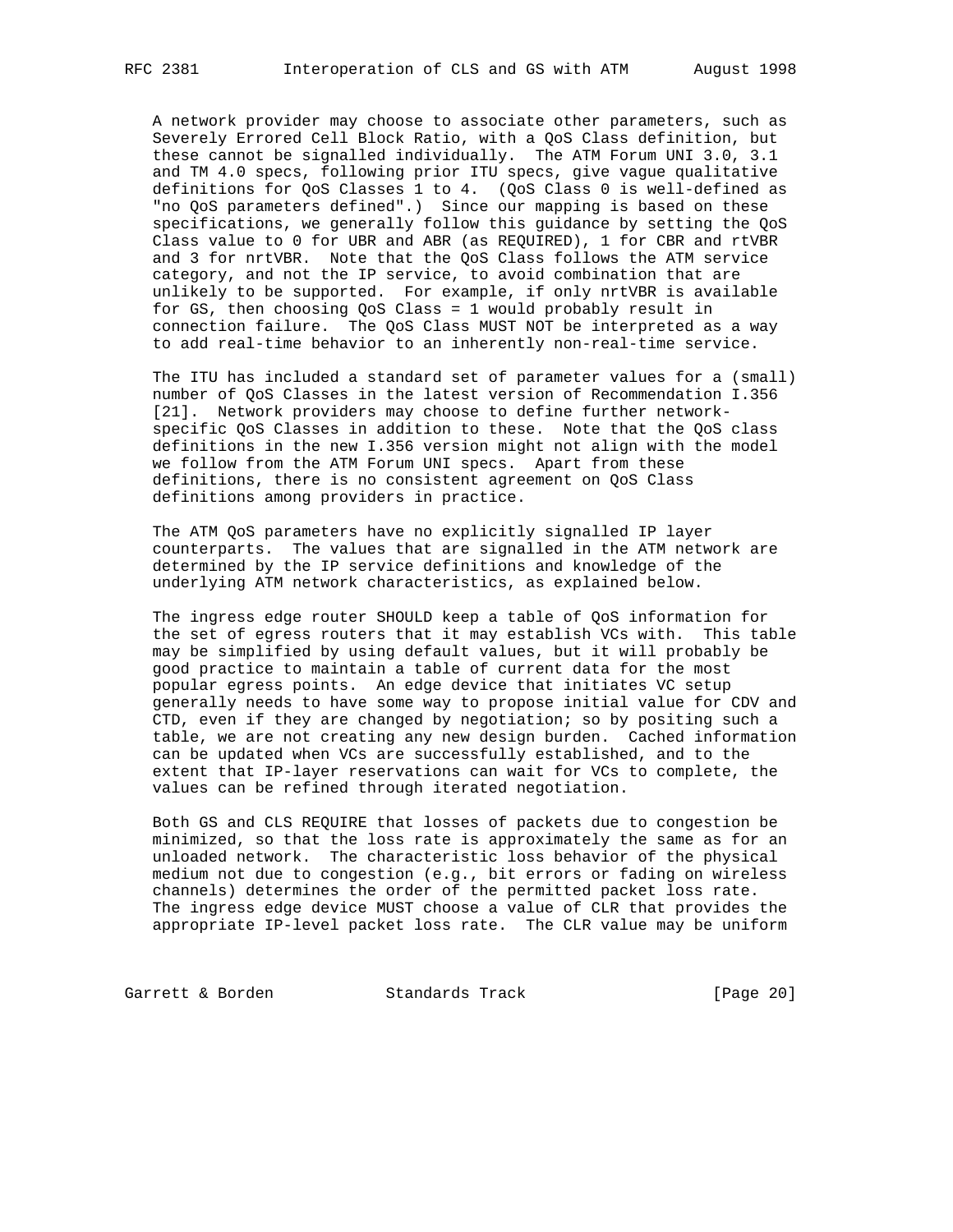A network provider may choose to associate other parameters, such as Severely Errored Cell Block Ratio, with a QoS Class definition, but these cannot be signalled individually. The ATM Forum UNI 3.0, 3.1 and TM 4.0 specs, following prior ITU specs, give vague qualitative definitions for QoS Classes 1 to 4. (QoS Class 0 is well-defined as "no QoS parameters defined".) Since our mapping is based on these specifications, we generally follow this guidance by setting the QoS Class value to 0 for UBR and ABR (as REQUIRED), 1 for CBR and rtVBR and 3 for nrtVBR. Note that the QoS Class follows the ATM service category, and not the IP service, to avoid combination that are unlikely to be supported. For example, if only nrtVBR is available for GS, then choosing QoS Class = 1 would probably result in connection failure. The QoS Class MUST NOT be interpreted as a way to add real-time behavior to an inherently non-real-time service.

The ITU has included a standard set of parameter values for a (small) number of QoS Classes in the latest version of Recommendation I.356 [21]. Network providers may choose to define further network-specific QoS Classes in addition to these. Note that the QoS class definitions in the new I.356 version might not align with the model we follow from the ATM Forum UNI specs. Apart from these definitions, there is no consistent agreement on QoS Class definitions among providers in practice.

The ATM QoS parameters have no explicitly signalled IP layer counterparts. The values that are signalled in the ATM network are determined by the IP service definitions and knowledge of the underlying ATM network characteristics, as explained below.

The ingress edge router SHOULD keep a table of QoS information for the set of egress routers that it may establish VCs with. This table may be simplified by using default values, but it will probably be good practice to maintain a table of current data for the most popular egress points. An edge device that initiates VC setup generally needs to have some way to propose initial value for CDV and CTD, even if they are changed by negotiation; so by positing such a table, we are not creating any new design burden. Cached information can be updated when VCs are successfully established, and to the extent that IP-layer reservations can wait for VCs to complete, the values can be refined through iterated negotiation.

Both GS and CLS REQUIRE that losses of packets due to congestion be minimized, so that the loss rate is approximately the same as for an unloaded network. The characteristic loss behavior of the physical medium not due to congestion (e.g., bit errors or fading on wireless channels) determines the order of the permitted packet loss rate. The ingress edge device MUST choose a value of CLR that provides the appropriate IP-level packet loss rate. The CLR value may be uniform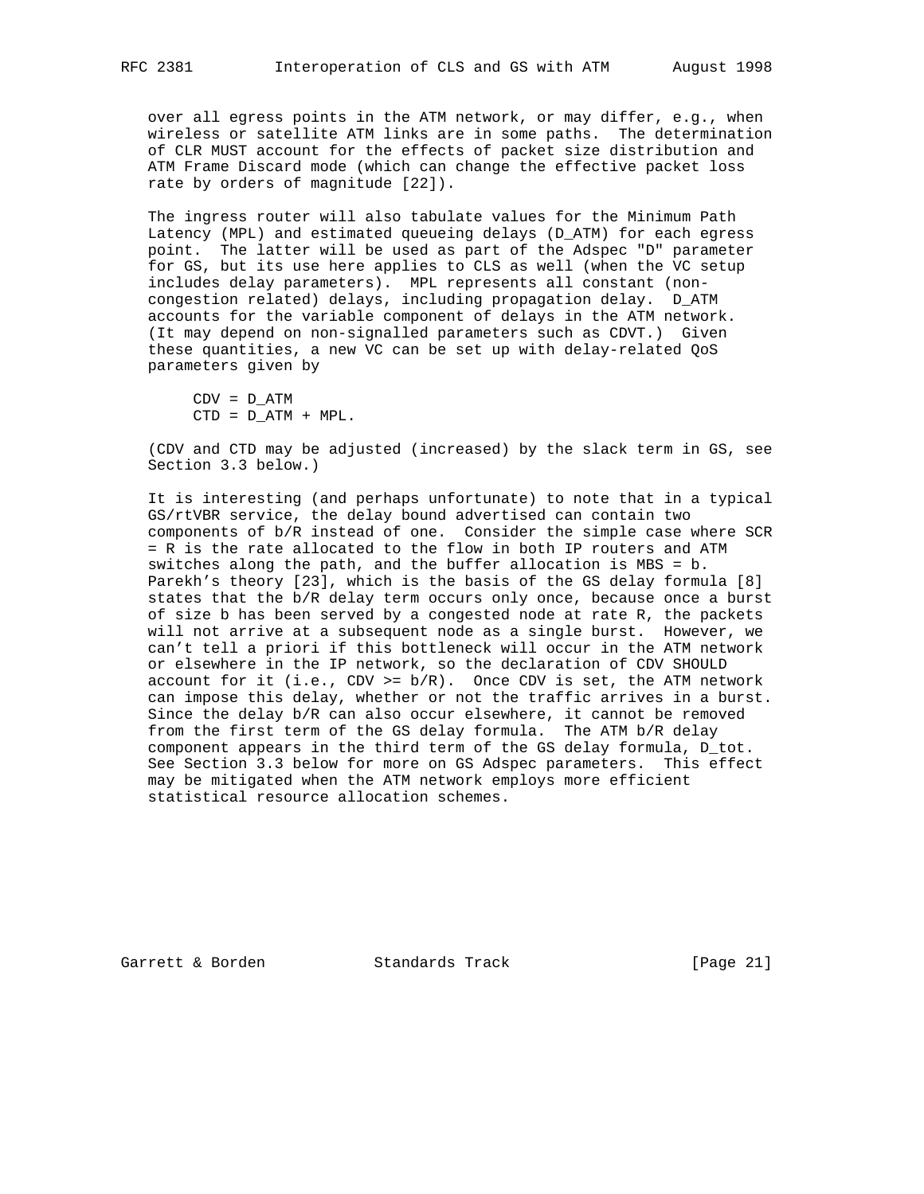over all egress points in the ATM network, or may differ, e.g., when wireless or satellite ATM links are in some paths. The determination of CLR MUST account for the effects of packet size distribution and ATM Frame Discard mode (which can change the effective packet loss rate by orders of magnitude [22]).

The ingress router will also tabulate values for the Minimum Path Latency (MPL) and estimated queueing delays (D_ATM) for each egress point. The latter will be used as part of the Adspec "D" parameter for GS, but its use here applies to CLS as well (when the VC setup includes delay parameters). MPL represents all constant (non-congestion related) delays, including propagation delay. D_ATM accounts for the variable component of delays in the ATM network. (It may depend on non-signalled parameters such as CDVT.) Given these quantities, a new VC can be set up with delay-related QoS parameters given by

```
CDV = D_ATM
CTD = D_ATM + MPL.
```

(CDV and CTD may be adjusted (increased) by the slack term in GS, see Section 3.3 below.)

It is interesting (and perhaps unfortunate) to note that in a typical GS/rtVBR service, the delay bound advertised can contain two components of b/R instead of one. Consider the simple case where SCR = R is the rate allocated to the flow in both IP routers and ATM switches along the path, and the buffer allocation is MBS = b. Parekh's theory [23], which is the basis of the GS delay formula [8] states that the b/R delay term occurs only once, because once a burst of size b has been served by a congested node at rate R, the packets will not arrive at a subsequent node as a single burst. However, we can't tell a priori if this bottleneck will occur in the ATM network or elsewhere in the IP network, so the declaration of CDV SHOULD account for it (i.e., CDV >= b/R). Once CDV is set, the ATM network can impose this delay, whether or not the traffic arrives in a burst. Since the delay b/R can also occur elsewhere, it cannot be removed from the first term of the GS delay formula. The ATM b/R delay component appears in the third term of the GS delay formula, D_tot. See Section 3.3 below for more on GS Adspec parameters. This effect may be mitigated when the ATM network employs more efficient statistical resource allocation schemes.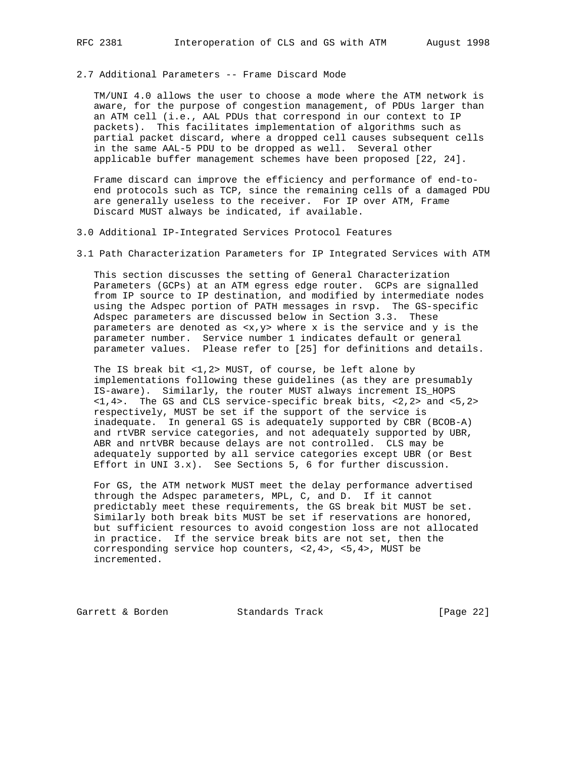## 2.7 Additional Parameters -- Frame Discard Mode

TM/UNI 4.0 allows the user to choose a mode where the ATM network is aware, for the purpose of congestion management, of PDUs larger than an ATM cell (i.e., AAL PDUs that correspond in our context to IP packets). This facilitates implementation of algorithms such as partial packet discard, where a dropped cell causes subsequent cells in the same AAL-5 PDU to be dropped as well. Several other applicable buffer management schemes have been proposed [22, 24].

Frame discard can improve the efficiency and performance of end-to-end protocols such as TCP, since the remaining cells of a damaged PDU are generally useless to the receiver. For IP over ATM, Frame Discard MUST always be indicated, if available.

# 3.0 Additional IP-Integrated Services Protocol Features

## 3.1 Path Characterization Parameters for IP Integrated Services with ATM

This section discusses the setting of General Characterization Parameters (GCPs) at an ATM egress edge router. GCPs are signalled from IP source to IP destination, and modified by intermediate nodes using the Adspec portion of PATH messages in rsvp. The GS-specific Adspec parameters are discussed below in Section 3.3. These parameters are denoted as <x,y> where x is the service and y is the parameter number. Service number 1 indicates default or general parameter values. Please refer to [25] for definitions and details.

The IS break bit <1,2> MUST, of course, be left alone by implementations following these guidelines (as they are presumably IS-aware). Similarly, the router MUST always increment IS_HOPS <1,4>. The GS and CLS service-specific break bits, <2,2> and <5,2> respectively, MUST be set if the support of the service is inadequate. In general GS is adequately supported by CBR (BCOB-A) and rtVBR service categories, and not adequately supported by UBR, ABR and nrtVBR because delays are not controlled. CLS may be adequately supported by all service categories except UBR (or Best Effort in UNI 3.x). See Sections 5, 6 for further discussion.

For GS, the ATM network MUST meet the delay performance advertised through the Adspec parameters, MPL, C, and D. If it cannot predictably meet these requirements, the GS break bit MUST be set. Similarly both break bits MUST be set if reservations are honored, but sufficient resources to avoid congestion loss are not allocated in practice. If the service break bits are not set, then the corresponding service hop counters, <2,4>, <5,4>, MUST be incremented.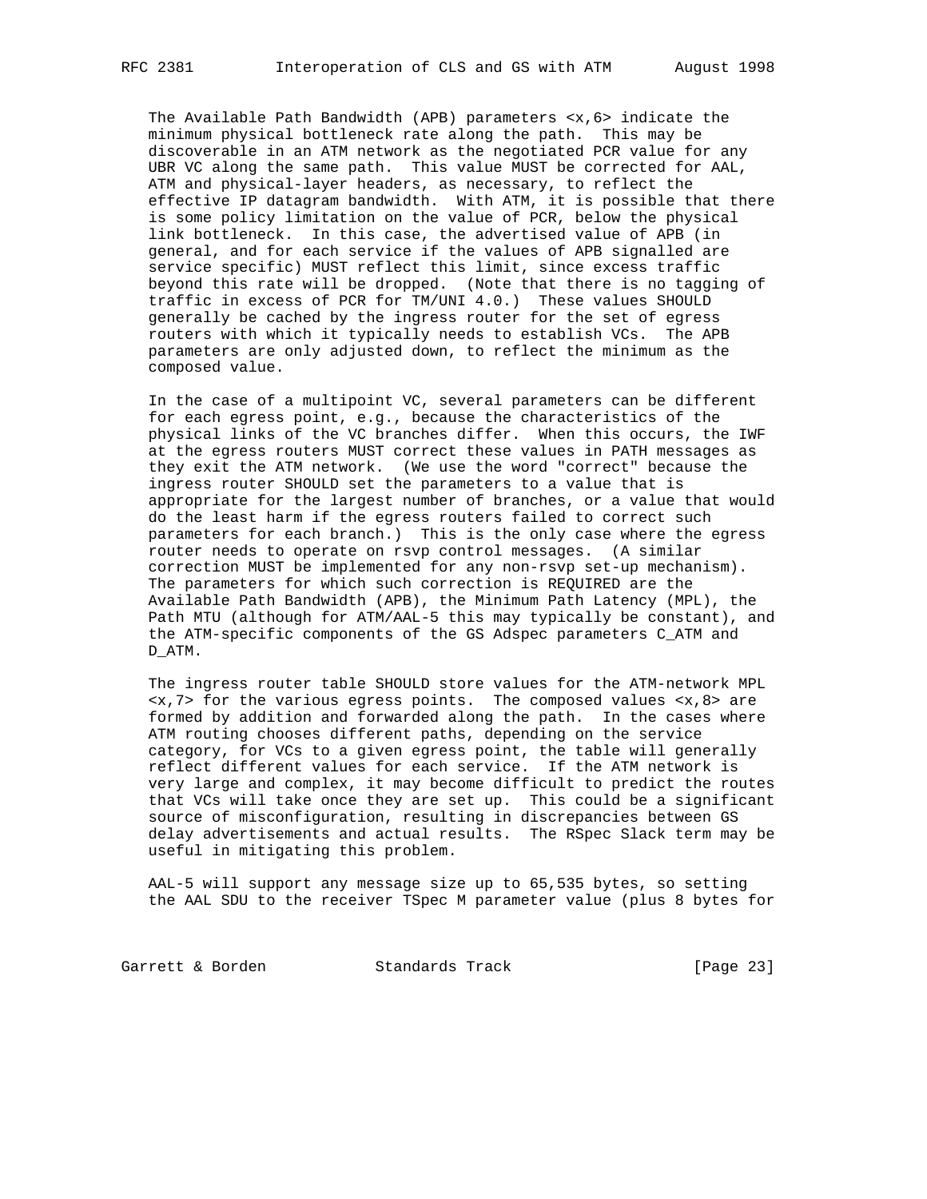The Available Path Bandwidth (APB) parameters <x,6> indicate the minimum physical bottleneck rate along the path. This may be discoverable in an ATM network as the negotiated PCR value for any UBR VC along the same path. This value MUST be corrected for AAL, ATM and physical-layer headers, as necessary, to reflect the effective IP datagram bandwidth. With ATM, it is possible that there is some policy limitation on the value of PCR, below the physical link bottleneck. In this case, the advertised value of APB (in general, and for each service if the values of APB signalled are service specific) MUST reflect this limit, since excess traffic beyond this rate will be dropped. (Note that there is no tagging of traffic in excess of PCR for TM/UNI 4.0.) These values SHOULD generally be cached by the ingress router for the set of egress routers with which it typically needs to establish VCs. The APB parameters are only adjusted down, to reflect the minimum as the composed value.

In the case of a multipoint VC, several parameters can be different for each egress point, e.g., because the characteristics of the physical links of the VC branches differ. When this occurs, the IWF at the egress routers MUST correct these values in PATH messages as they exit the ATM network. (We use the word "correct" because the ingress router SHOULD set the parameters to a value that is appropriate for the largest number of branches, or a value that would do the least harm if the egress routers failed to correct such parameters for each branch.) This is the only case where the egress router needs to operate on rsvp control messages. (A similar correction MUST be implemented for any non-rsvp set-up mechanism). The parameters for which such correction is REQUIRED are the Available Path Bandwidth (APB), the Minimum Path Latency (MPL), the Path MTU (although for ATM/AAL-5 this may typically be constant), and the ATM-specific components of the GS Adspec parameters C_ATM and D_ATM.

The ingress router table SHOULD store values for the ATM-network MPL <x,7> for the various egress points. The composed values <x,8> are formed by addition and forwarded along the path. In the cases where ATM routing chooses different paths, depending on the service category, for VCs to a given egress point, the table will generally reflect different values for each service. If the ATM network is very large and complex, it may become difficult to predict the routes that VCs will take once they are set up. This could be a significant source of misconfiguration, resulting in discrepancies between GS delay advertisements and actual results. The RSpec Slack term may be useful in mitigating this problem.

AAL-5 will support any message size up to 65,535 bytes, so setting the AAL SDU to the receiver TSpec M parameter value (plus 8 bytes for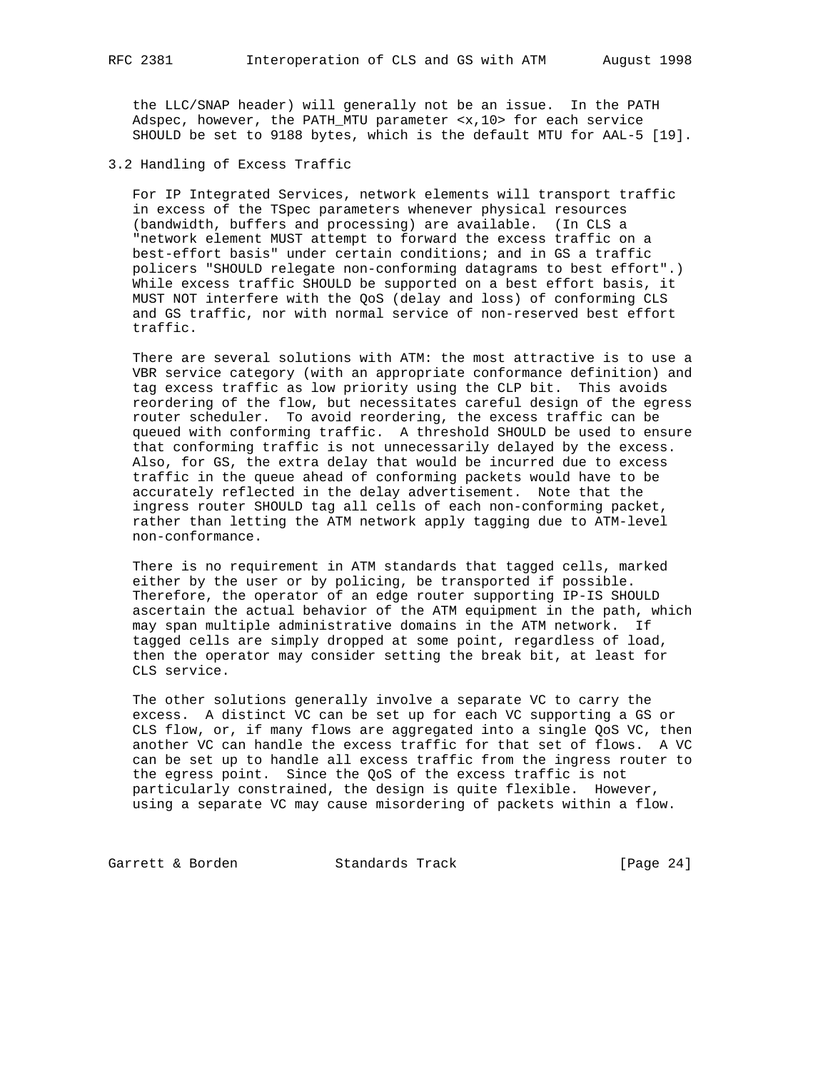the LLC/SNAP header) will generally not be an issue. In the PATH Adspec, however, the PATH_MTU parameter <x,10> for each service SHOULD be set to 9188 bytes, which is the default MTU for AAL-5 [19].

## 3.2 Handling of Excess Traffic

For IP Integrated Services, network elements will transport traffic in excess of the TSpec parameters whenever physical resources (bandwidth, buffers and processing) are available. (In CLS a "network element MUST attempt to forward the excess traffic on a best-effort basis" under certain conditions; and in GS a traffic policers "SHOULD relegate non-conforming datagrams to best effort".) While excess traffic SHOULD be supported on a best effort basis, it MUST NOT interfere with the QoS (delay and loss) of conforming CLS and GS traffic, nor with normal service of non-reserved best effort traffic.

There are several solutions with ATM: the most attractive is to use a VBR service category (with an appropriate conformance definition) and tag excess traffic as low priority using the CLP bit. This avoids reordering of the flow, but necessitates careful design of the egress router scheduler. To avoid reordering, the excess traffic can be queued with conforming traffic. A threshold SHOULD be used to ensure that conforming traffic is not unnecessarily delayed by the excess. Also, for GS, the extra delay that would be incurred due to excess traffic in the queue ahead of conforming packets would have to be accurately reflected in the delay advertisement. Note that the ingress router SHOULD tag all cells of each non-conforming packet, rather than letting the ATM network apply tagging due to ATM-level non-conformance.

There is no requirement in ATM standards that tagged cells, marked either by the user or by policing, be transported if possible. Therefore, the operator of an edge router supporting IP-IS SHOULD ascertain the actual behavior of the ATM equipment in the path, which may span multiple administrative domains in the ATM network. If tagged cells are simply dropped at some point, regardless of load, then the operator may consider setting the break bit, at least for CLS service.

The other solutions generally involve a separate VC to carry the excess. A distinct VC can be set up for each VC supporting a GS or CLS flow, or, if many flows are aggregated into a single QoS VC, then another VC can handle the excess traffic for that set of flows. A VC can be set up to handle all excess traffic from the ingress router to the egress point. Since the QoS of the excess traffic is not particularly constrained, the design is quite flexible. However, using a separate VC may cause misordering of packets within a flow.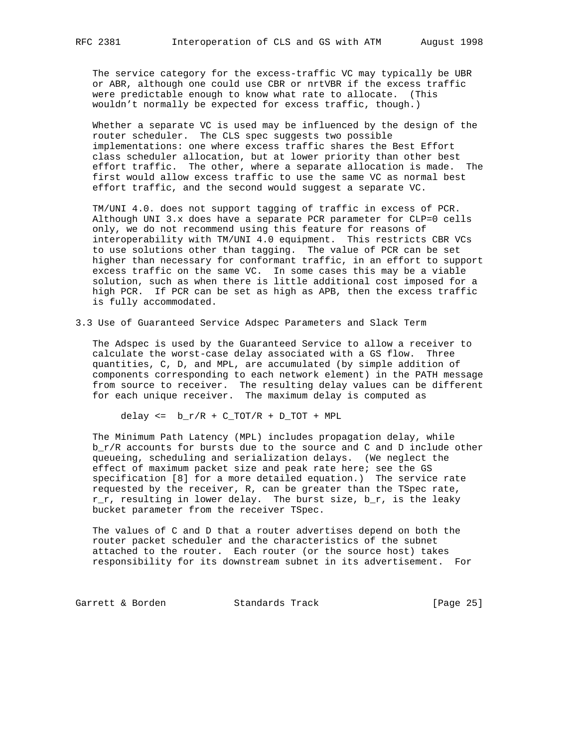The service category for the excess-traffic VC may typically be UBR or ABR, although one could use CBR or nrtVBR if the excess traffic were predictable enough to know what rate to allocate. (This wouldn't normally be expected for excess traffic, though.)

Whether a separate VC is used may be influenced by the design of the router scheduler. The CLS spec suggests two possible implementations: one where excess traffic shares the Best Effort class scheduler allocation, but at lower priority than other best effort traffic. The other, where a separate allocation is made. The first would allow excess traffic to use the same VC as normal best effort traffic, and the second would suggest a separate VC.

TM/UNI 4.0. does not support tagging of traffic in excess of PCR. Although UNI 3.x does have a separate PCR parameter for CLP=0 cells only, we do not recommend using this feature for reasons of interoperability with TM/UNI 4.0 equipment. This restricts CBR VCs to use solutions other than tagging. The value of PCR can be set higher than necessary for conformant traffic, in an effort to support excess traffic on the same VC. In some cases this may be a viable solution, such as when there is little additional cost imposed for a high PCR. If PCR can be set as high as APB, then the excess traffic is fully accommodated.

## 3.3 Use of Guaranteed Service Adspec Parameters and Slack Term

The Adspec is used by the Guaranteed Service to allow a receiver to calculate the worst-case delay associated with a GS flow. Three quantities, C, D, and MPL, are accumulated (by simple addition of components corresponding to each network element) in the PATH message from source to receiver. The resulting delay values can be different for each unique receiver. The maximum delay is computed as

$$\text{delay} \le b_r/R + C_{TOT}/R + D_{TOT} + MPL$$

The Minimum Path Latency (MPL) includes propagation delay, while $b_r/R$ accounts for bursts due to the source and C and D include other queueing, scheduling and serialization delays. (We neglect the effect of maximum packet size and peak rate here; see the GS specification [8] for a more detailed equation.) The service rate requested by the receiver, R, can be greater than the TSpec rate, $r_r$, resulting in lower delay. The burst size, $b_r$, is the leaky bucket parameter from the receiver TSpec.

The values of C and D that a router advertises depend on both the router packet scheduler and the characteristics of the subnet attached to the router. Each router (or the source host) takes responsibility for its downstream subnet in its advertisement. For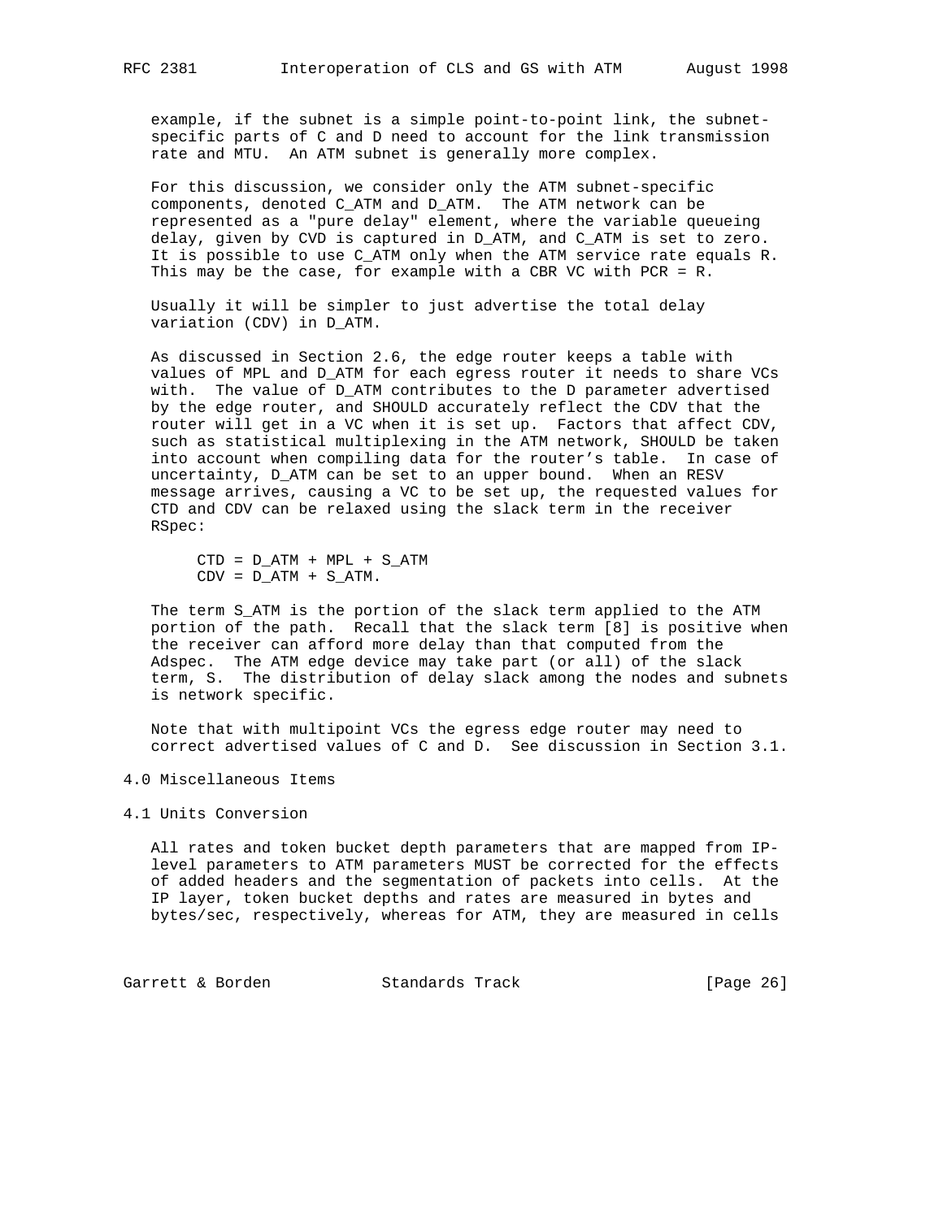example, if the subnet is a simple point-to-point link, the subnet-specific parts of C and D need to account for the link transmission rate and MTU. An ATM subnet is generally more complex.

For this discussion, we consider only the ATM subnet-specific components, denoted $C_{ATM}$ and $D_{ATM}$. The ATM network can be represented as a "pure delay" element, where the variable queueing delay, given by CVD is captured in $D_{ATM}$, and $C_{ATM}$ is set to zero. It is possible to use $C_{ATM}$ only when the ATM service rate equals R. This may be the case, for example with a CBR VC with PCR = R.

Usually it will be simpler to just advertise the total delay variation (CDV) in $D_{ATM}$.

As discussed in Section 2.6, the edge router keeps a table with values of MPL and $D_{ATM}$ for each egress router it needs to share VCs with. The value of $D_{ATM}$ contributes to the D parameter advertised by the edge router, and SHOULD accurately reflect the CDV that the router will get in a VC when it is set up. Factors that affect CDV, such as statistical multiplexing in the ATM network, SHOULD be taken into account when compiling data for the router's table. In case of uncertainty, $D_{ATM}$ can be set to an upper bound. When an RESV message arrives, causing a VC to be set up, the requested values for CTD and CDV can be relaxed using the slack term in the receiver RSpec:

$$CTD = D_{ATM} + MPL + S_{ATM}$$
$$CDV = D_{ATM} + S_{ATM}.$$

The term $S_{ATM}$ is the portion of the slack term applied to the ATM portion of the path. Recall that the slack term [8] is positive when the receiver can afford more delay than that computed from the Adspec. The ATM edge device may take part (or all) of the slack term, S. The distribution of delay slack among the nodes and subnets is network specific.

Note that with multipoint VCs the egress edge router may need to correct advertised values of C and D. See discussion in Section 3.1.

# 4.0 Miscellaneous Items

## 4.1 Units Conversion

All rates and token bucket depth parameters that are mapped from IP-level parameters to ATM parameters MUST be corrected for the effects of added headers and the segmentation of packets into cells. At the IP layer, token bucket depths and rates are measured in bytes and bytes/sec, respectively, whereas for ATM, they are measured in cells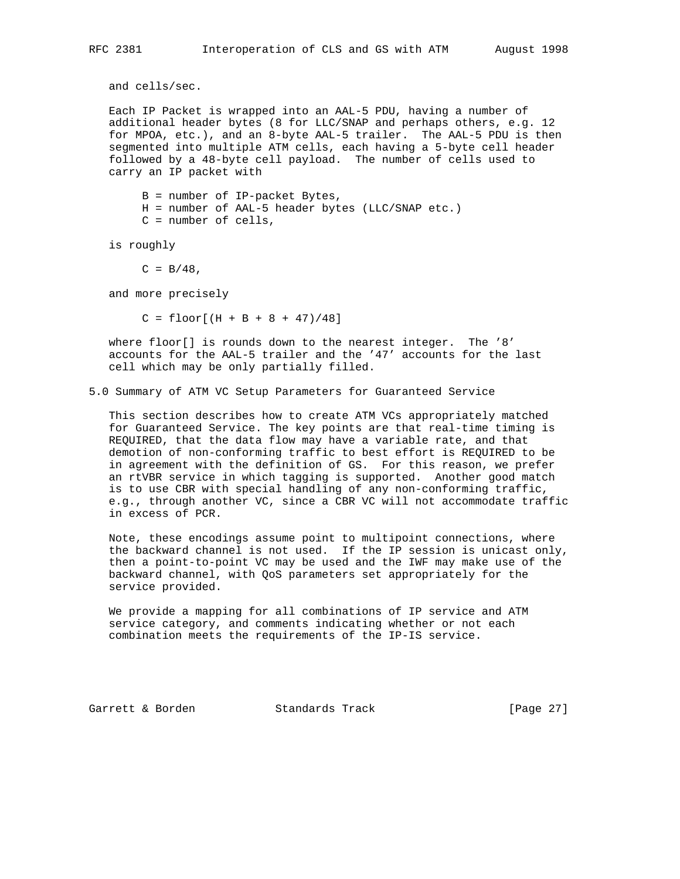and cells/sec.

Each IP Packet is wrapped into an AAL-5 PDU, having a number of additional header bytes (8 for LLC/SNAP and perhaps others, e.g. 12 for MPOA, etc.), and an 8-byte AAL-5 trailer. The AAL-5 PDU is then segmented into multiple ATM cells, each having a 5-byte cell header followed by a 48-byte cell payload. The number of cells used to carry an IP packet with

- B = number of IP-packet Bytes,
- H = number of AAL-5 header bytes (LLC/SNAP etc.)
- C = number of cells,

is roughly

$$C = B/48,$$

and more precisely

$$C = \text{floor}[(H + B + 8 + 47)/48]$$

where floor[] is rounds down to the nearest integer. The '8' accounts for the AAL-5 trailer and the '47' accounts for the last cell which may be only partially filled.

## 5.0 Summary of ATM VC Setup Parameters for Guaranteed Service

This section describes how to create ATM VCs appropriately matched for Guaranteed Service. The key points are that real-time timing is REQUIRED, that the data flow may have a variable rate, and that demotion of non-conforming traffic to best effort is REQUIRED to be in agreement with the definition of GS. For this reason, we prefer an rtVBR service in which tagging is supported. Another good match is to use CBR with special handling of any non-conforming traffic, e.g., through another VC, since a CBR VC will not accommodate traffic in excess of PCR.

Note, these encodings assume point to multipoint connections, where the backward channel is not used. If the IP session is unicast only, then a point-to-point VC may be used and the IWF may make use of the backward channel, with QoS parameters set appropriately for the service provided.

We provide a mapping for all combinations of IP service and ATM service category, and comments indicating whether or not each combination meets the requirements of the IP-IS service.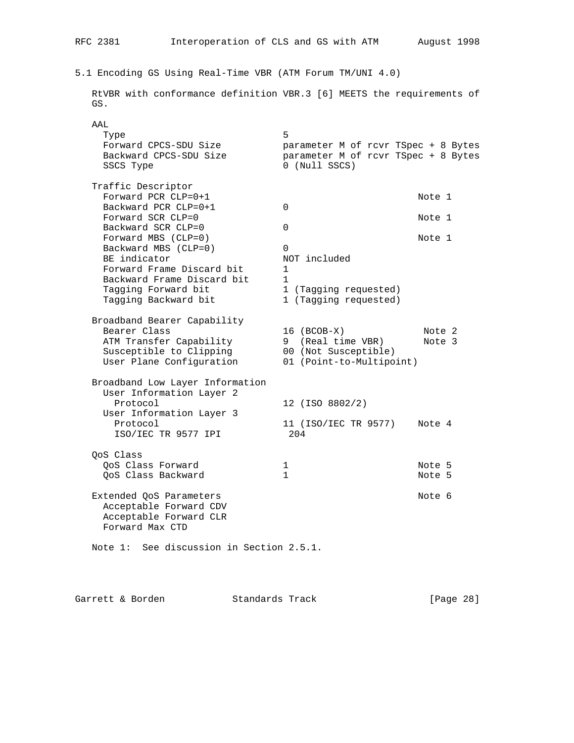### 5.1 Encoding GS Using Real-Time VBR (ATM Forum TM/UNI 4.0)

RtVBR with conformance definition VBR.3 [6] MEETS the requirements of GS.

```
AAL
  Type                          5
  Forward CPCS-SDU Size         parameter M of rcvr TSpec + 8 Bytes
  Backward CPCS-SDU Size        parameter M of rcvr TSpec + 8 Bytes
  SSCS Type                     0 (Null SSCS)

Traffic Descriptor
  Forward PCR CLP=0+1                                     Note 1
  Backward PCR CLP=0+1          0
  Forward SCR CLP=0                                       Note 1
  Backward SCR CLP=0            0
  Forward MBS (CLP=0)                                     Note 1
  Backward MBS (CLP=0)          0
  BE indicator                  NOT included
  Forward Frame Discard bit     1
  Backward Frame Discard bit    1
  Tagging Forward bit           1 (Tagging requested)
  Tagging Backward bit          1 (Tagging requested)

Broadband Bearer Capability
  Bearer Class                  16 (BCOB-X)                Note 2
  ATM Transfer Capability       9  (Real time VBR)         Note 3
  Susceptible to Clipping       00 (Not Susceptible)
  User Plane Configuration      01 (Point-to-Multipoint)

Broadband Low Layer Information
  User Information Layer 2
    Protocol                    12 (ISO 8802/2)
  User Information Layer 3
    Protocol                    11 (ISO/IEC TR 9577)      Note 4
    ISO/IEC TR 9577 IPI          204

QoS Class
  QoS Class Forward             1                         Note 5
  QoS Class Backward            1                         Note 5

Extended QoS Parameters                                   Note 6
  Acceptable Forward CDV
  Acceptable Forward CLR
  Forward Max CTD
```

Note 1: See discussion in Section 2.5.1.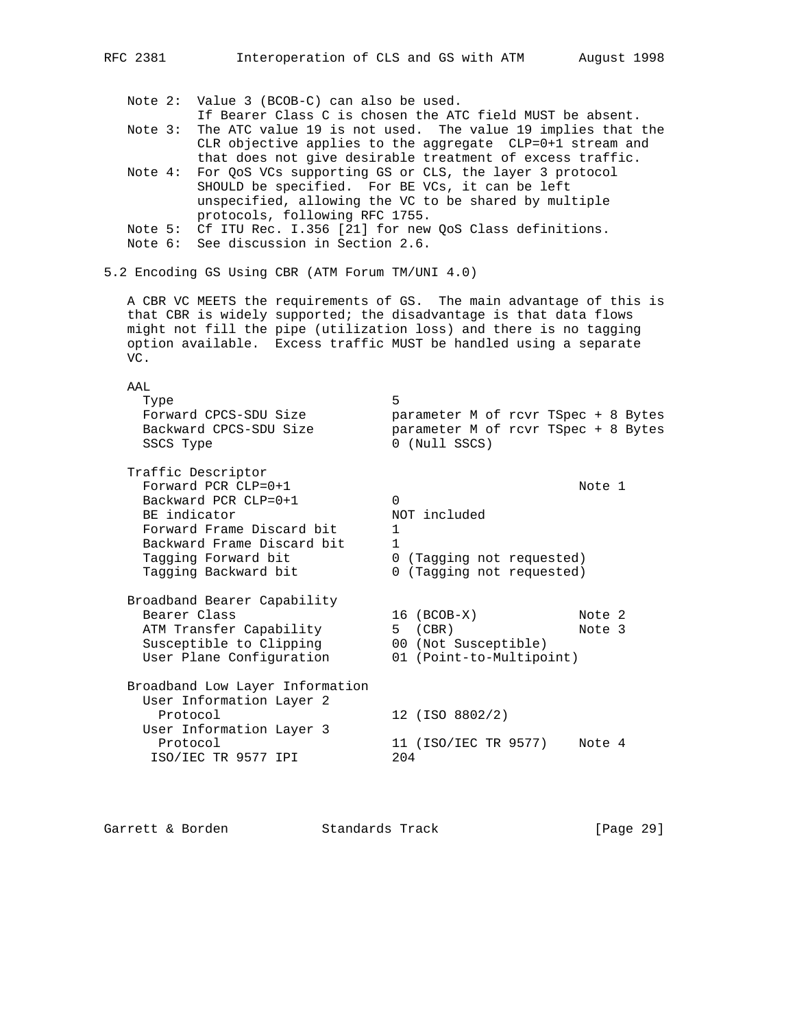Note 2: Value 3 (BCOB-C) can also be used.
If Bearer Class C is chosen the ATC field MUST be absent.

Note 3: The ATC value 19 is not used. The value 19 implies that the CLR objective applies to the aggregate CLP=0+1 stream and that does not give desirable treatment of excess traffic.

Note 4: For QoS VCs supporting GS or CLS, the layer 3 protocol SHOULD be specified. For BE VCs, it can be left unspecified, allowing the VC to be shared by multiple protocols, following RFC 1755.

Note 5: Cf ITU Rec. I.356 [21] for new QoS Class definitions.

Note 6: See discussion in Section 2.6.

## 5.2 Encoding GS Using CBR (ATM Forum TM/UNI 4.0)

A CBR VC MEETS the requirements of GS. The main advantage of this is that CBR is widely supported; the disadvantage is that data flows might not fill the pipe (utilization loss) and there is no tagging option available. Excess traffic MUST be handled using a separate VC.

```
AAL
  Type                          5
  Forward CPCS-SDU Size         parameter M of rcvr TSpec + 8 Bytes
  Backward CPCS-SDU Size        parameter M of rcvr TSpec + 8 Bytes
  SSCS Type                     0 (Null SSCS)

Traffic Descriptor
  Forward PCR CLP=0+1                                 Note 1
  Backward PCR CLP=0+1          0
  BE indicator                  NOT included
  Forward Frame Discard bit     1
  Backward Frame Discard bit    1
  Tagging Forward bit           0 (Tagging not requested)
  Tagging Backward bit          0 (Tagging not requested)

Broadband Bearer Capability
  Bearer Class                  16 (BCOB-X)           Note 2
  ATM Transfer Capability       5  (CBR)              Note 3
  Susceptible to Clipping       00 (Not Susceptible)
  User Plane Configuration      01 (Point-to-Multipoint)

Broadband Low Layer Information
  User Information Layer 2
    Protocol                    12 (ISO 8802/2)
  User Information Layer 3
    Protocol                    11 (ISO/IEC TR 9577)  Note 4
   ISO/IEC TR 9577 IPI          204
```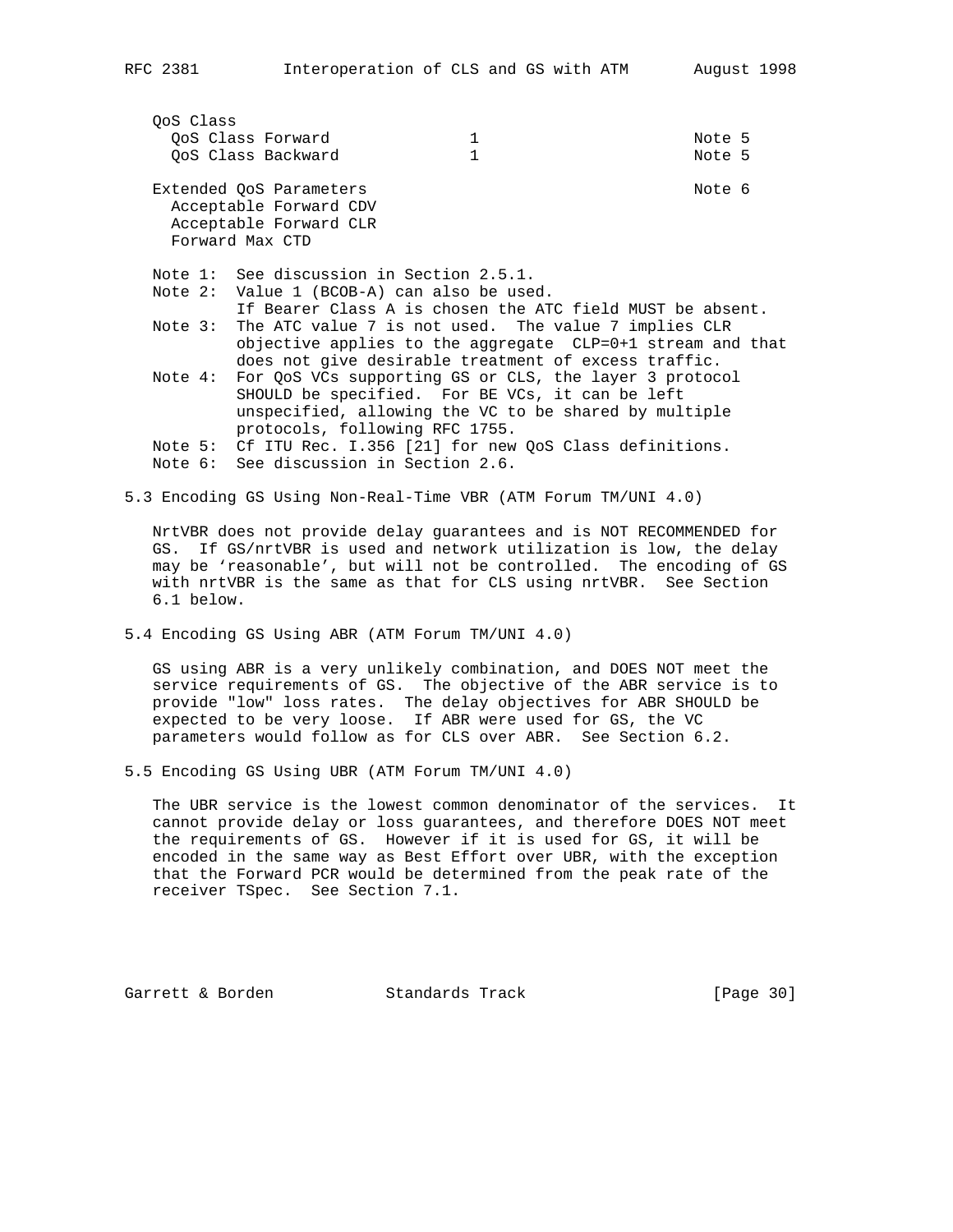| | | |
|---|---|---|
| QoS Class | | |
| QoS Class Forward | 1 | Note 5 |
| QoS Class Backward | 1 | Note 5 |
| Extended QoS Parameters | | Note 6 |
| Acceptable Forward CDV | | |
| Acceptable Forward CLR | | |
| Forward Max CTD | | |

Note 1: See discussion in Section 2.5.1.

Note 2: Value 1 (BCOB-A) can also be used. If Bearer Class A is chosen the ATC field MUST be absent.

Note 3: The ATC value 7 is not used. The value 7 implies CLR objective applies to the aggregate CLP=0+1 stream and that does not give desirable treatment of excess traffic.

Note 4: For QoS VCs supporting GS or CLS, the layer 3 protocol SHOULD be specified. For BE VCs, it can be left unspecified, allowing the VC to be shared by multiple protocols, following RFC 1755.

Note 5: Cf ITU Rec. I.356 [21] for new QoS Class definitions.

Note 6: See discussion in Section 2.6.

### 5.3 Encoding GS Using Non-Real-Time VBR (ATM Forum TM/UNI 4.0)

NrtVBR does not provide delay guarantees and is NOT RECOMMENDED for GS. If GS/nrtVBR is used and network utilization is low, the delay may be 'reasonable', but will not be controlled. The encoding of GS with nrtVBR is the same as that for CLS using nrtVBR. See Section 6.1 below.

### 5.4 Encoding GS Using ABR (ATM Forum TM/UNI 4.0)

GS using ABR is a very unlikely combination, and DOES NOT meet the service requirements of GS. The objective of the ABR service is to provide "low" loss rates. The delay objectives for ABR SHOULD be expected to be very loose. If ABR were used for GS, the VC parameters would follow as for CLS over ABR. See Section 6.2.

### 5.5 Encoding GS Using UBR (ATM Forum TM/UNI 4.0)

The UBR service is the lowest common denominator of the services. It cannot provide delay or loss guarantees, and therefore DOES NOT meet the requirements of GS. However if it is used for GS, it will be encoded in the same way as Best Effort over UBR, with the exception that the Forward PCR would be determined from the peak rate of the receiver TSpec. See Section 7.1.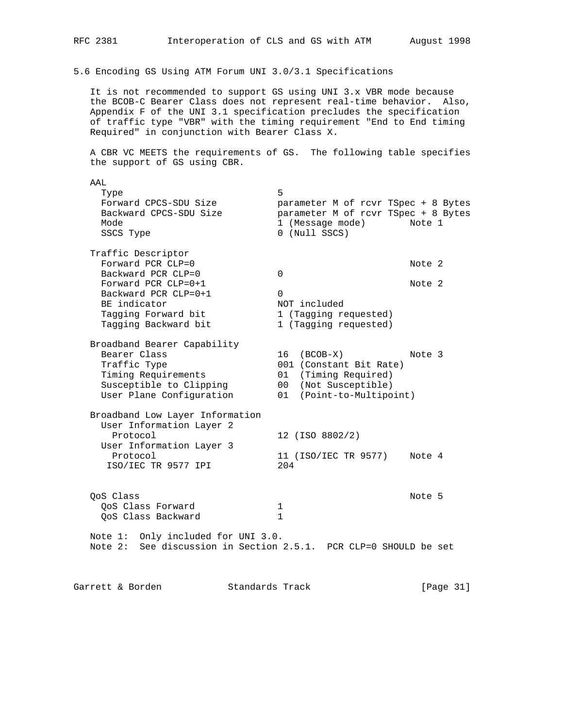## 5.6 Encoding GS Using ATM Forum UNI 3.0/3.1 Specifications

It is not recommended to support GS using UNI 3.x VBR mode because the BCOB-C Bearer Class does not represent real-time behavior. Also, Appendix F of the UNI 3.1 specification precludes the specification of traffic type "VBR" with the timing requirement "End to End timing Required" in conjunction with Bearer Class X.

A CBR VC MEETS the requirements of GS. The following table specifies the support of GS using CBR.

```
AAL
  Type                          5
  Forward CPCS-SDU Size         parameter M of rcvr TSpec + 8 Bytes
  Backward CPCS-SDU Size        parameter M of rcvr TSpec + 8 Bytes
  Mode                          1 (Message mode)       Note 1
  SSCS Type                     0 (Null SSCS)

Traffic Descriptor
  Forward PCR CLP=0                                    Note 2
  Backward PCR CLP=0            0
  Forward PCR CLP=0+1                                  Note 2
  Backward PCR CLP=0+1          0
  BE indicator                  NOT included
  Tagging Forward bit           1 (Tagging requested)
  Tagging Backward bit          1 (Tagging requested)

Broadband Bearer Capability
  Bearer Class                  16  (BCOB-X)           Note 3
  Traffic Type                  001 (Constant Bit Rate)
  Timing Requirements           01  (Timing Required)
  Susceptible to Clipping       00  (Not Susceptible)
  User Plane Configuration      01  (Point-to-Multipoint)

Broadband Low Layer Information
  User Information Layer 2
    Protocol                    12 (ISO 8802/2)
  User Information Layer 3
    Protocol                    11 (ISO/IEC TR 9577)    Note 4
   ISO/IEC TR 9577 IPI          204


QoS Class                                              Note 5
  QoS Class Forward             1
  QoS Class Backward            1
```

Note 1: Only included for UNI 3.0.
Note 2: See discussion in Section 2.5.1. PCR CLP=0 SHOULD be set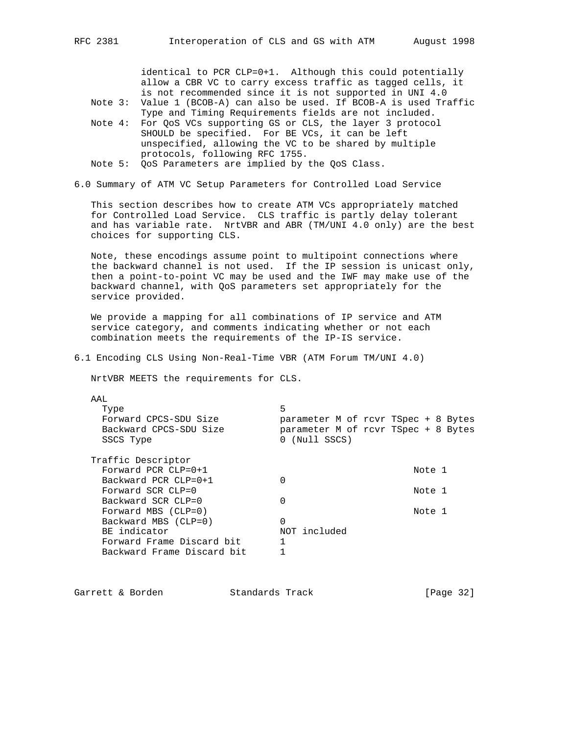identical to PCR CLP=0+1. Although this could potentially allow a CBR VC to carry excess traffic as tagged cells, it is not recommended since it is not supported in UNI 4.0

Note 3: Value 1 (BCOB-A) can also be used. If BCOB-A is used Traffic Type and Timing Requirements fields are not included.

Note 4: For QoS VCs supporting GS or CLS, the layer 3 protocol SHOULD be specified. For BE VCs, it can be left unspecified, allowing the VC to be shared by multiple protocols, following RFC 1755.

Note 5: QoS Parameters are implied by the QoS Class.

## 6.0 Summary of ATM VC Setup Parameters for Controlled Load Service

This section describes how to create ATM VCs appropriately matched for Controlled Load Service. CLS traffic is partly delay tolerant and has variable rate. NrtVBR and ABR (TM/UNI 4.0 only) are the best choices for supporting CLS.

Note, these encodings assume point to multipoint connections where the backward channel is not used. If the IP session is unicast only, then a point-to-point VC may be used and the IWF may make use of the backward channel, with QoS parameters set appropriately for the service provided.

We provide a mapping for all combinations of IP service and ATM service category, and comments indicating whether or not each combination meets the requirements of the IP-IS service.

### 6.1 Encoding CLS Using Non-Real-Time VBR (ATM Forum TM/UNI 4.0)

NrtVBR MEETS the requirements for CLS.

```
AAL
  Type                          5
  Forward CPCS-SDU Size         parameter M of rcvr TSpec + 8 Bytes
  Backward CPCS-SDU Size        parameter M of rcvr TSpec + 8 Bytes
  SSCS Type                     0 (Null SSCS)

Traffic Descriptor
  Forward PCR CLP=0+1                                   Note 1
  Backward PCR CLP=0+1          0
  Forward SCR CLP=0                                     Note 1
  Backward SCR CLP=0            0
  Forward MBS (CLP=0)                                   Note 1
  Backward MBS (CLP=0)          0
  BE indicator                  NOT included
  Forward Frame Discard bit     1
  Backward Frame Discard bit    1
```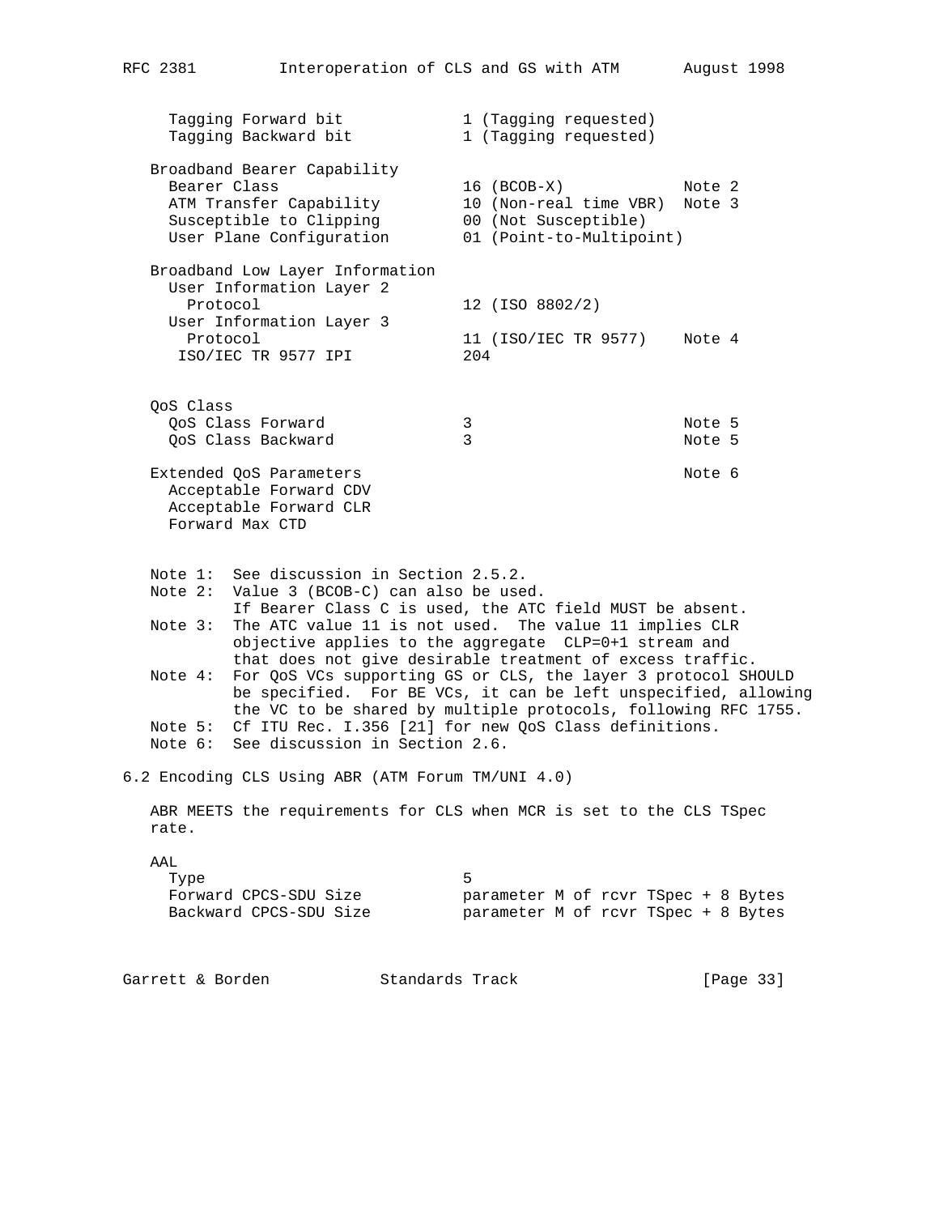```
      Tagging Forward bit            1 (Tagging requested)
      Tagging Backward bit           1 (Tagging requested)

   Broadband Bearer Capability
      Bearer Class                   16 (BCOB-X)             Note 2
      ATM Transfer Capability        10 (Non-real time VBR)  Note 3
      Susceptible to Clipping        00 (Not Susceptible)
      User Plane Configuration       01 (Point-to-Multipoint)

   Broadband Low Layer Information
      User Information Layer 2
        Protocol                     12 (ISO 8802/2)
      User Information Layer 3
        Protocol                     11 (ISO/IEC TR 9577)    Note 4
       ISO/IEC TR 9577 IPI           204


   QoS Class
      QoS Class Forward              3                       Note 5
      QoS Class Backward             3                       Note 5

   Extended QoS Parameters                                   Note 6
      Acceptable Forward CDV
      Acceptable Forward CLR
      Forward Max CTD


   Note 1:  See discussion in Section 2.5.2.
   Note 2:  Value 3 (BCOB-C) can also be used.
            If Bearer Class C is used, the ATC field MUST be absent.
   Note 3:  The ATC value 11 is not used.  The value 11 implies CLR
            objective applies to the aggregate  CLP=0+1 stream and
            that does not give desirable treatment of excess traffic.
   Note 4:  For QoS VCs supporting GS or CLS, the layer 3 protocol SHOULD
            be specified.  For BE VCs, it can be left unspecified, allowing
            the VC to be shared by multiple protocols, following RFC 1755.
   Note 5:  Cf ITU Rec. I.356 [21] for new QoS Class definitions.
   Note 6:  See discussion in Section 2.6.
```

## 6.2 Encoding CLS Using ABR (ATM Forum TM/UNI 4.0)

ABR MEETS the requirements for CLS when MCR is set to the CLS TSpec rate.

```
   AAL
      Type                           5
      Forward CPCS-SDU Size          parameter M of rcvr TSpec + 8 Bytes
      Backward CPCS-SDU Size         parameter M of rcvr TSpec + 8 Bytes
```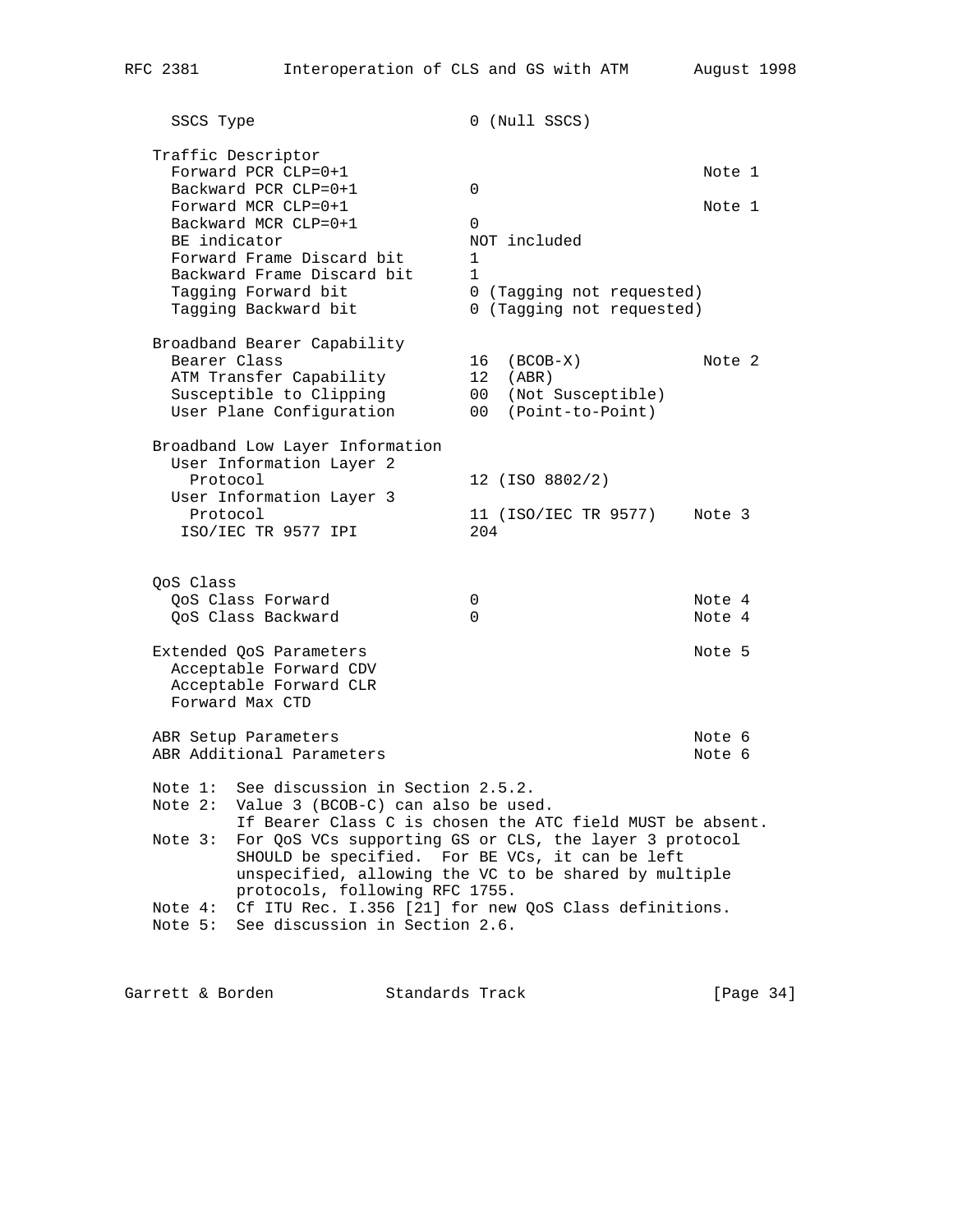```
   SSCS Type                        0 (Null SSCS)

 Traffic Descriptor
   Forward PCR CLP=0+1                                    Note 1
   Backward PCR CLP=0+1             0
   Forward MCR CLP=0+1                                    Note 1
   Backward MCR CLP=0+1             0
   BE indicator                     NOT included
   Forward Frame Discard bit        1
   Backward Frame Discard bit       1
   Tagging Forward bit              0 (Tagging not requested)
   Tagging Backward bit             0 (Tagging not requested)

 Broadband Bearer Capability
   Bearer Class                     16  (BCOB-X)          Note 2
   ATM Transfer Capability          12  (ABR)
   Susceptible to Clipping          00  (Not Susceptible)
   User Plane Configuration         00  (Point-to-Point)

 Broadband Low Layer Information
   User Information Layer 2
     Protocol                       12 (ISO 8802/2)
   User Information Layer 3
     Protocol                       11 (ISO/IEC TR 9577)   Note 3
    ISO/IEC TR 9577 IPI             204


 QoS Class
   QoS Class Forward                0                     Note 4
   QoS Class Backward               0                     Note 4

 Extended QoS Parameters                                  Note 5
   Acceptable Forward CDV
   Acceptable Forward CLR
   Forward Max CTD

 ABR Setup Parameters                                     Note 6
 ABR Additional Parameters                                Note 6

 Note 1:  See discussion in Section 2.5.2.
 Note 2:  Value 3 (BCOB-C) can also be used.
          If Bearer Class C is chosen the ATC field MUST be absent.
 Note 3:  For QoS VCs supporting GS or CLS, the layer 3 protocol
          SHOULD be specified.  For BE VCs, it can be left
          unspecified, allowing the VC to be shared by multiple
          protocols, following RFC 1755.
 Note 4:  Cf ITU Rec. I.356 [21] for new QoS Class definitions.
 Note 5:  See discussion in Section 2.6.
```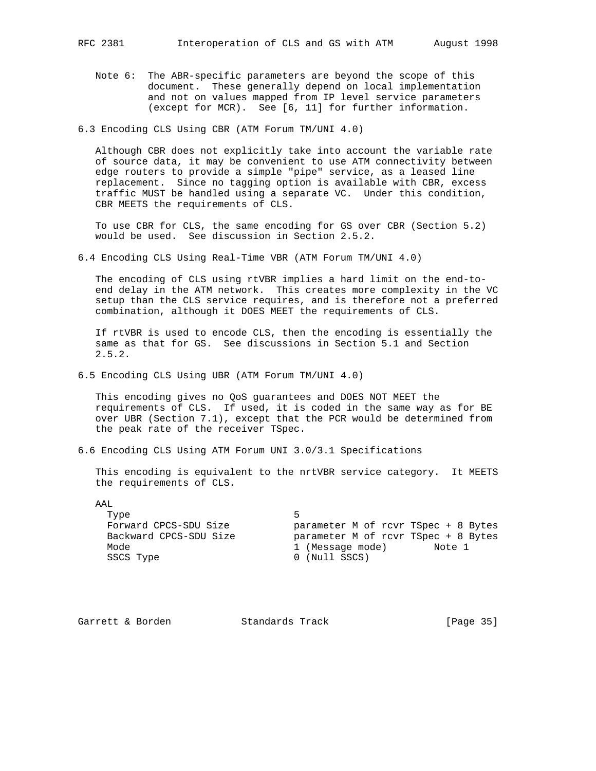Note 6: The ABR-specific parameters are beyond the scope of this document. These generally depend on local implementation and not on values mapped from IP level service parameters (except for MCR). See [6, 11] for further information.

### 6.3 Encoding CLS Using CBR (ATM Forum TM/UNI 4.0)

Although CBR does not explicitly take into account the variable rate of source data, it may be convenient to use ATM connectivity between edge routers to provide a simple "pipe" service, as a leased line replacement. Since no tagging option is available with CBR, excess traffic MUST be handled using a separate VC. Under this condition, CBR MEETS the requirements of CLS.

To use CBR for CLS, the same encoding for GS over CBR (Section 5.2) would be used. See discussion in Section 2.5.2.

### 6.4 Encoding CLS Using Real-Time VBR (ATM Forum TM/UNI 4.0)

The encoding of CLS using rtVBR implies a hard limit on the end-to-end delay in the ATM network. This creates more complexity in the VC setup than the CLS service requires, and is therefore not a preferred combination, although it DOES MEET the requirements of CLS.

If rtVBR is used to encode CLS, then the encoding is essentially the same as that for GS. See discussions in Section 5.1 and Section 2.5.2.

### 6.5 Encoding CLS Using UBR (ATM Forum TM/UNI 4.0)

This encoding gives no QoS guarantees and DOES NOT MEET the requirements of CLS. If used, it is coded in the same way as for BE over UBR (Section 7.1), except that the PCR would be determined from the peak rate of the receiver TSpec.

### 6.6 Encoding CLS Using ATM Forum UNI 3.0/3.1 Specifications

This encoding is equivalent to the nrtVBR service category. It MEETS the requirements of CLS.

```
AAL
  Type                          5
  Forward CPCS-SDU Size         parameter M of rcvr TSpec + 8 Bytes
  Backward CPCS-SDU Size        parameter M of rcvr TSpec + 8 Bytes
  Mode                          1 (Message mode)        Note 1
  SSCS Type                     0 (Null SSCS)
```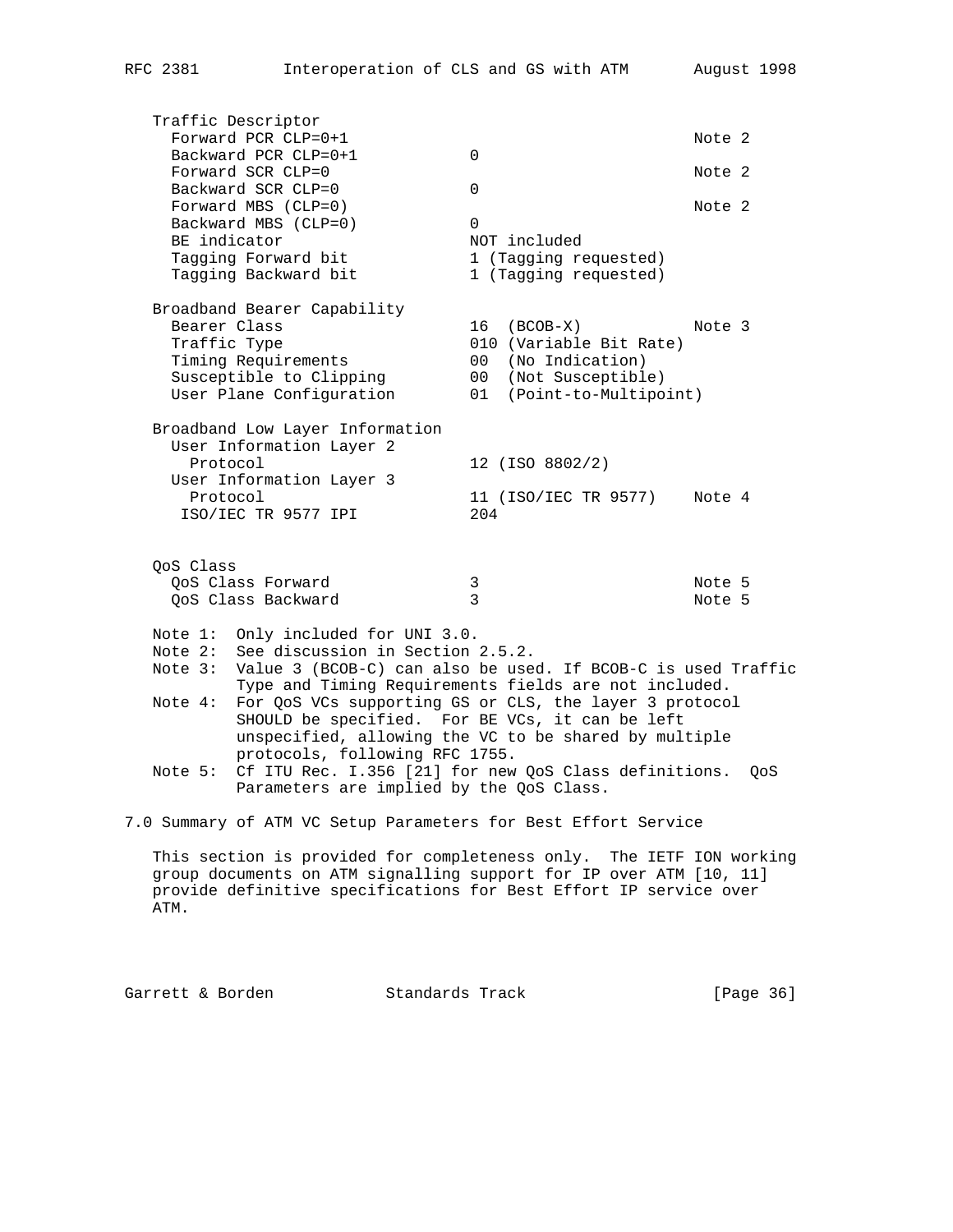```
   Traffic Descriptor
     Forward PCR CLP=0+1                                    Note 2
     Backward PCR CLP=0+1           0
     Forward SCR CLP=0                                      Note 2
     Backward SCR CLP=0             0
     Forward MBS (CLP=0)                                    Note 2
     Backward MBS (CLP=0)           0
     BE indicator                   NOT included
     Tagging Forward bit            1 (Tagging requested)
     Tagging Backward bit           1 (Tagging requested)

   Broadband Bearer Capability
     Bearer Class                   16  (BCOB-X)            Note 3
     Traffic Type                   010 (Variable Bit Rate)
     Timing Requirements            00  (No Indication)
     Susceptible to Clipping        00  (Not Susceptible)
     User Plane Configuration       01  (Point-to-Multipoint)

   Broadband Low Layer Information
     User Information Layer 2
       Protocol                     12 (ISO 8802/2)
     User Information Layer 3
       Protocol                     11 (ISO/IEC TR 9577)    Note 4
      ISO/IEC TR 9577 IPI           204


   QoS Class
     QoS Class Forward              3                       Note 5
     QoS Class Backward             3                       Note 5

   Note 1:  Only included for UNI 3.0.
   Note 2:  See discussion in Section 2.5.2.
   Note 3:  Value 3 (BCOB-C) can also be used. If BCOB-C is used Traffic
            Type and Timing Requirements fields are not included.
   Note 4:  For QoS VCs supporting GS or CLS, the layer 3 protocol
            SHOULD be specified.  For BE VCs, it can be left
            unspecified, allowing the VC to be shared by multiple
            protocols, following RFC 1755.
   Note 5:  Cf ITU Rec. I.356 [21] for new QoS Class definitions.  QoS
            Parameters are implied by the QoS Class.
```

## 7.0 Summary of ATM VC Setup Parameters for Best Effort Service

This section is provided for completeness only. The IETF ION working group documents on ATM signalling support for IP over ATM [10, 11] provide definitive specifications for Best Effort IP service over ATM.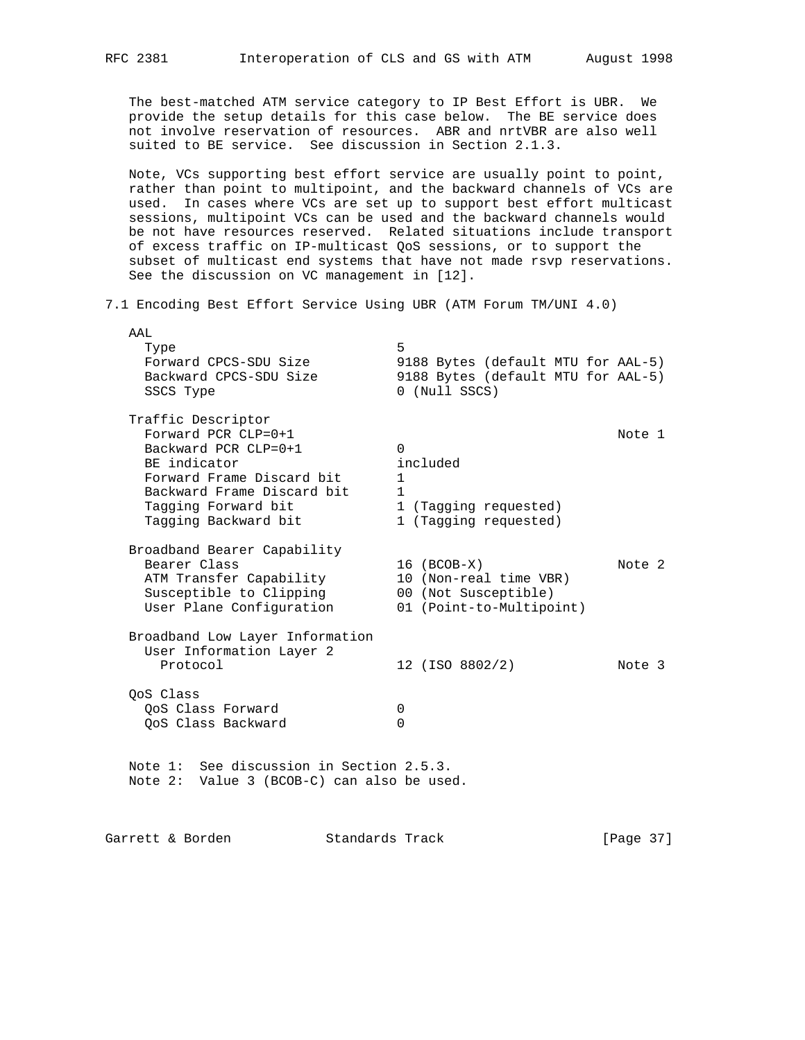The best-matched ATM service category to IP Best Effort is UBR. We provide the setup details for this case below. The BE service does not involve reservation of resources. ABR and nrtVBR are also well suited to BE service. See discussion in Section 2.1.3.

Note, VCs supporting best effort service are usually point to point, rather than point to multipoint, and the backward channels of VCs are used. In cases where VCs are set up to support best effort multicast sessions, multipoint VCs can be used and the backward channels would be not have resources reserved. Related situations include transport of excess traffic on IP-multicast QoS sessions, or to support the subset of multicast end systems that have not made rsvp reservations. See the discussion on VC management in [12].

## 7.1 Encoding Best Effort Service Using UBR (ATM Forum TM/UNI 4.0)

```
AAL
  Type                          5
  Forward CPCS-SDU Size         9188 Bytes (default MTU for AAL-5)
  Backward CPCS-SDU Size        9188 Bytes (default MTU for AAL-5)
  SSCS Type                     0 (Null SSCS)

Traffic Descriptor
  Forward PCR CLP=0+1                                       Note 1
  Backward PCR CLP=0+1          0
  BE indicator                  included
  Forward Frame Discard bit     1
  Backward Frame Discard bit    1
  Tagging Forward bit           1 (Tagging requested)
  Tagging Backward bit          1 (Tagging requested)

Broadband Bearer Capability
  Bearer Class                  16 (BCOB-X)                 Note 2
  ATM Transfer Capability       10 (Non-real time VBR)
  Susceptible to Clipping       00 (Not Susceptible)
  User Plane Configuration      01 (Point-to-Multipoint)

Broadband Low Layer Information
  User Information Layer 2
    Protocol                    12 (ISO 8802/2)             Note 3

QoS Class
  QoS Class Forward             0
  QoS Class Backward            0
```

Note 1: See discussion in Section 2.5.3.
Note 2: Value 3 (BCOB-C) can also be used.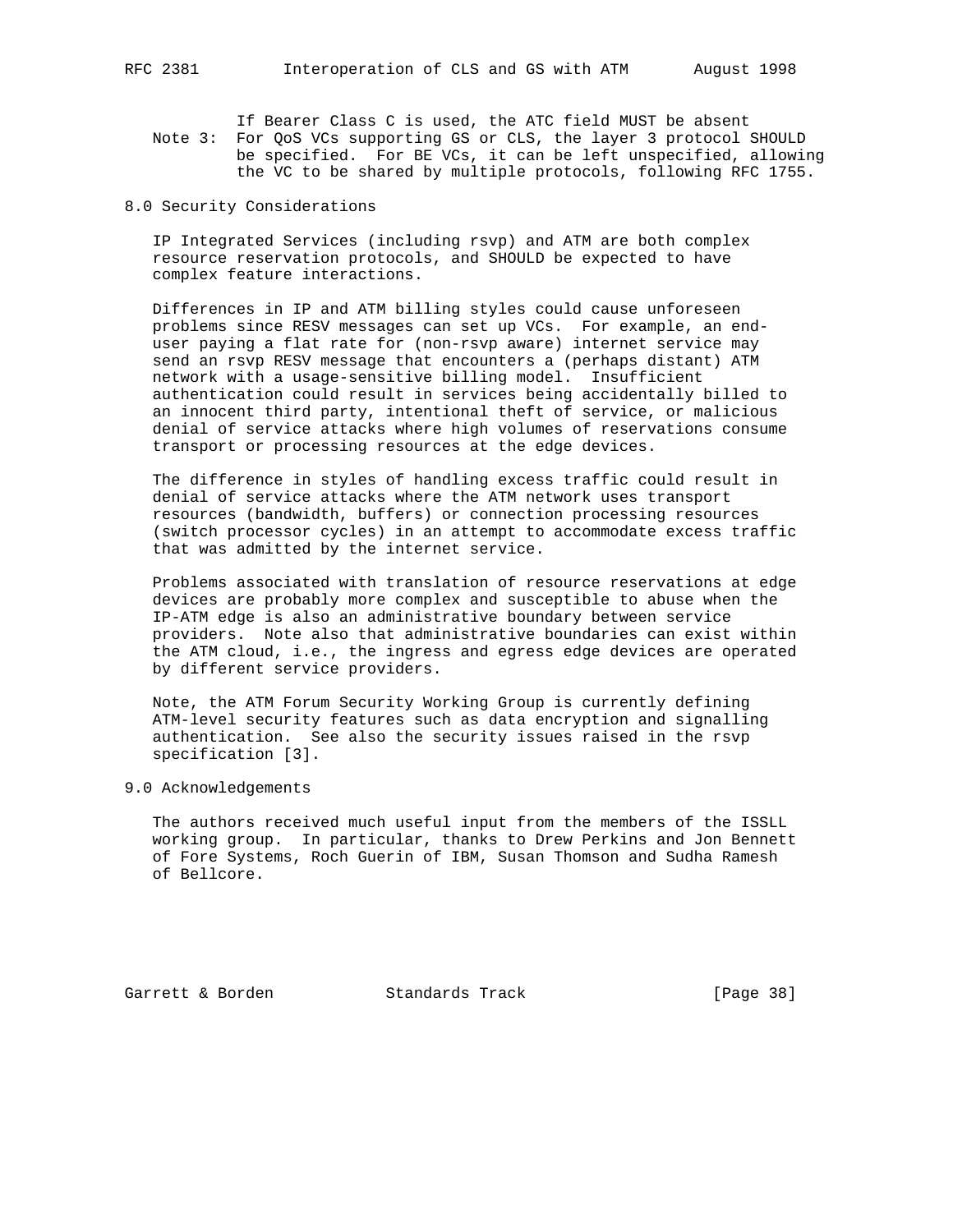If Bearer Class C is used, the ATC field MUST be absent

Note 3: For QoS VCs supporting GS or CLS, the layer 3 protocol SHOULD be specified. For BE VCs, it can be left unspecified, allowing the VC to be shared by multiple protocols, following RFC 1755.

## 8.0 Security Considerations

IP Integrated Services (including rsvp) and ATM are both complex resource reservation protocols, and SHOULD be expected to have complex feature interactions.

Differences in IP and ATM billing styles could cause unforeseen problems since RESV messages can set up VCs. For example, an end-user paying a flat rate for (non-rsvp aware) internet service may send an rsvp RESV message that encounters a (perhaps distant) ATM network with a usage-sensitive billing model. Insufficient authentication could result in services being accidentally billed to an innocent third party, intentional theft of service, or malicious denial of service attacks where high volumes of reservations consume transport or processing resources at the edge devices.

The difference in styles of handling excess traffic could result in denial of service attacks where the ATM network uses transport resources (bandwidth, buffers) or connection processing resources (switch processor cycles) in an attempt to accommodate excess traffic that was admitted by the internet service.

Problems associated with translation of resource reservations at edge devices are probably more complex and susceptible to abuse when the IP-ATM edge is also an administrative boundary between service providers. Note also that administrative boundaries can exist within the ATM cloud, i.e., the ingress and egress edge devices are operated by different service providers.

Note, the ATM Forum Security Working Group is currently defining ATM-level security features such as data encryption and signalling authentication. See also the security issues raised in the rsvp specification [3].

## 9.0 Acknowledgements

The authors received much useful input from the members of the ISSLL working group. In particular, thanks to Drew Perkins and Jon Bennett of Fore Systems, Roch Guerin of IBM, Susan Thomson and Sudha Ramesh of Bellcore.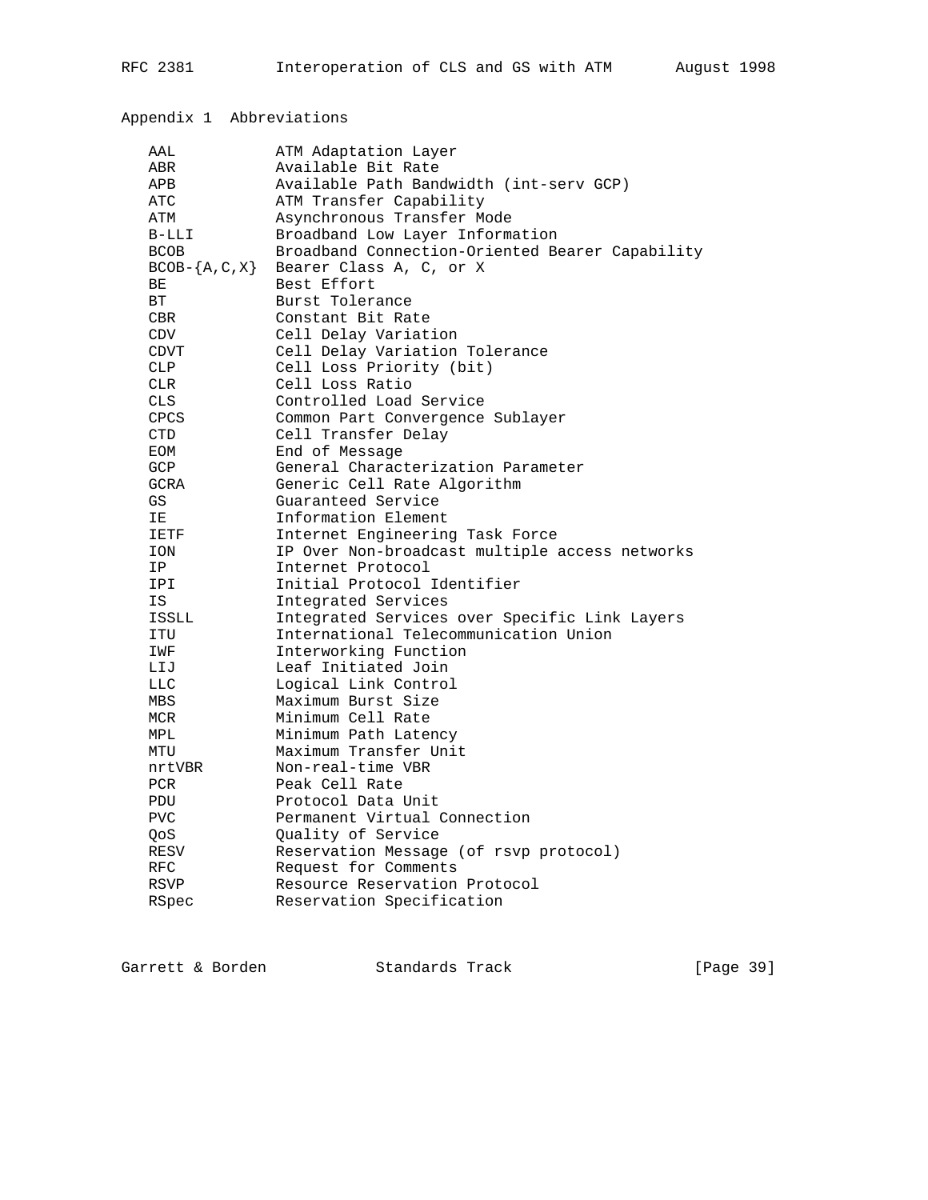## Appendix 1  Abbreviations

| Abbreviation | Meaning |
| --- | --- |
| AAL | ATM Adaptation Layer |
| ABR | Available Bit Rate |
| APB | Available Path Bandwidth (int-serv GCP) |
| ATC | ATM Transfer Capability |
| ATM | Asynchronous Transfer Mode |
| B-LLI | Broadband Low Layer Information |
| BCOB | Broadband Connection-Oriented Bearer Capability |
| BCOB-{A,C,X} | Bearer Class A, C, or X |
| BE | Best Effort |
| BT | Burst Tolerance |
| CBR | Constant Bit Rate |
| CDV | Cell Delay Variation |
| CDVT | Cell Delay Variation Tolerance |
| CLP | Cell Loss Priority (bit) |
| CLR | Cell Loss Ratio |
| CLS | Controlled Load Service |
| CPCS | Common Part Convergence Sublayer |
| CTD | Cell Transfer Delay |
| EOM | End of Message |
| GCP | General Characterization Parameter |
| GCRA | Generic Cell Rate Algorithm |
| GS | Guaranteed Service |
| IE | Information Element |
| IETF | Internet Engineering Task Force |
| ION | IP Over Non-broadcast multiple access networks |
| IP | Internet Protocol |
| IPI | Initial Protocol Identifier |
| IS | Integrated Services |
| ISSLL | Integrated Services over Specific Link Layers |
| ITU | International Telecommunication Union |
| IWF | Interworking Function |
| LIJ | Leaf Initiated Join |
| LLC | Logical Link Control |
| MBS | Maximum Burst Size |
| MCR | Minimum Cell Rate |
| MPL | Minimum Path Latency |
| MTU | Maximum Transfer Unit |
| nrtVBR | Non-real-time VBR |
| PCR | Peak Cell Rate |
| PDU | Protocol Data Unit |
| PVC | Permanent Virtual Connection |
| QoS | Quality of Service |
| RESV | Reservation Message (of rsvp protocol) |
| RFC | Request for Comments |
| RSVP | Resource Reservation Protocol |
| RSpec | Reservation Specification |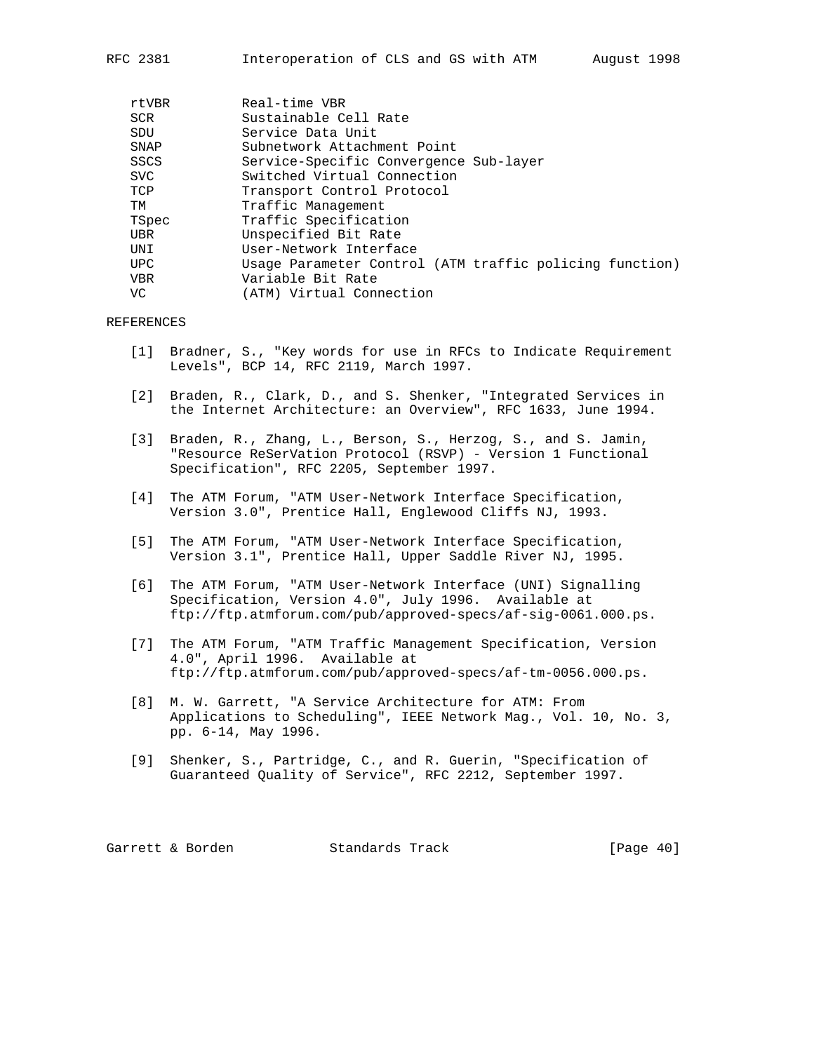| | |
|---|---|
| rtVBR | Real-time VBR |
| SCR | Sustainable Cell Rate |
| SDU | Service Data Unit |
| SNAP | Subnetwork Attachment Point |
| SSCS | Service-Specific Convergence Sub-layer |
| SVC | Switched Virtual Connection |
| TCP | Transport Control Protocol |
| TM | Traffic Management |
| TSpec | Traffic Specification |
| UBR | Unspecified Bit Rate |
| UNI | User-Network Interface |
| UPC | Usage Parameter Control (ATM traffic policing function) |
| VBR | Variable Bit Rate |
| VC | (ATM) Virtual Connection |

## REFERENCES

[1] Bradner, S., "Key words for use in RFCs to Indicate Requirement Levels", BCP 14, RFC 2119, March 1997.

[2] Braden, R., Clark, D., and S. Shenker, "Integrated Services in the Internet Architecture: an Overview", RFC 1633, June 1994.

[3] Braden, R., Zhang, L., Berson, S., Herzog, S., and S. Jamin, "Resource ReSerVation Protocol (RSVP) - Version 1 Functional Specification", RFC 2205, September 1997.

[4] The ATM Forum, "ATM User-Network Interface Specification, Version 3.0", Prentice Hall, Englewood Cliffs NJ, 1993.

[5] The ATM Forum, "ATM User-Network Interface Specification, Version 3.1", Prentice Hall, Upper Saddle River NJ, 1995.

[6] The ATM Forum, "ATM User-Network Interface (UNI) Signalling Specification, Version 4.0", July 1996. Available at ftp://ftp.atmforum.com/pub/approved-specs/af-sig-0061.000.ps.

[7] The ATM Forum, "ATM Traffic Management Specification, Version 4.0", April 1996. Available at ftp://ftp.atmforum.com/pub/approved-specs/af-tm-0056.000.ps.

[8] M. W. Garrett, "A Service Architecture for ATM: From Applications to Scheduling", IEEE Network Mag., Vol. 10, No. 3, pp. 6-14, May 1996.

[9] Shenker, S., Partridge, C., and R. Guerin, "Specification of Guaranteed Quality of Service", RFC 2212, September 1997.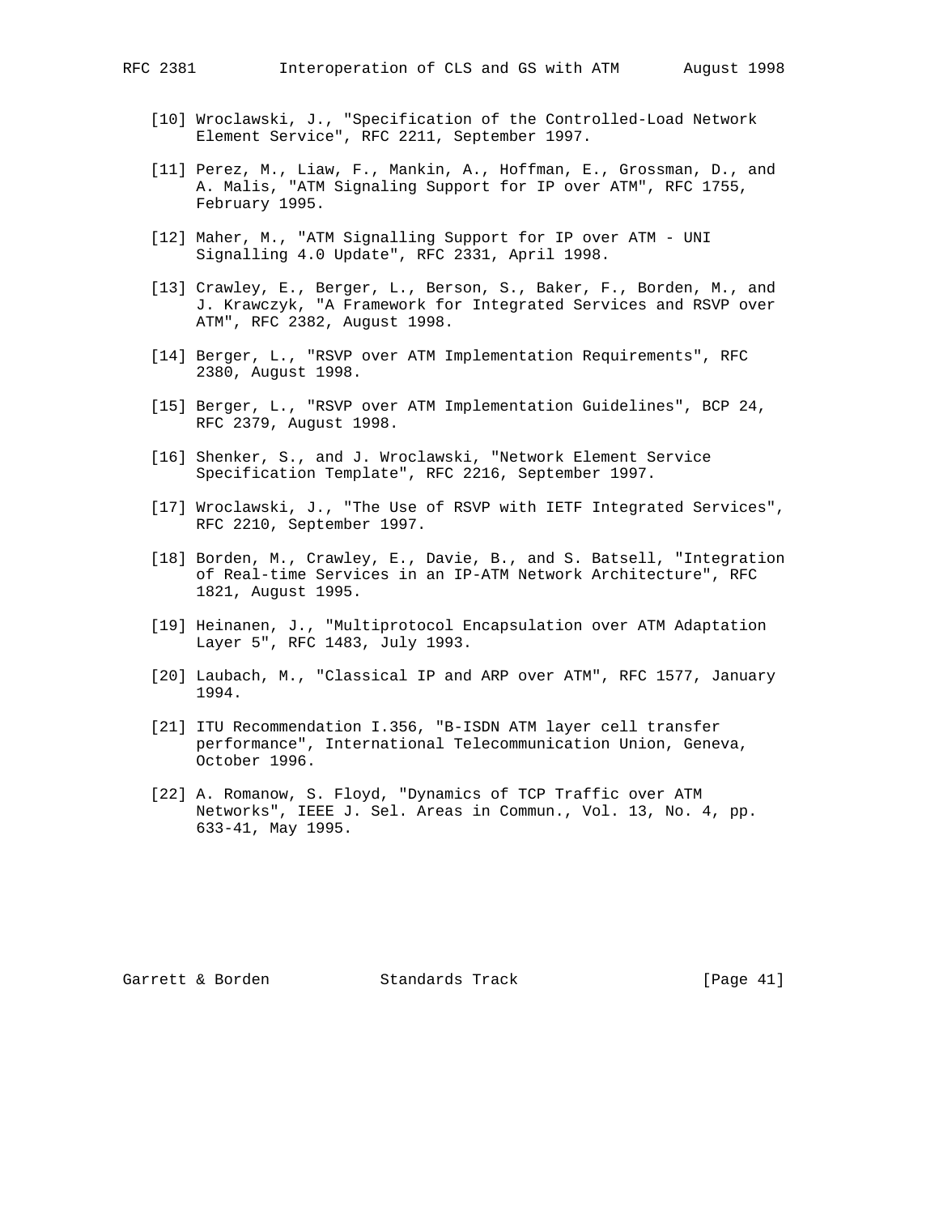[10] Wroclawski, J., "Specification of the Controlled-Load Network Element Service", RFC 2211, September 1997.

[11] Perez, M., Liaw, F., Mankin, A., Hoffman, E., Grossman, D., and A. Malis, "ATM Signaling Support for IP over ATM", RFC 1755, February 1995.

[12] Maher, M., "ATM Signalling Support for IP over ATM - UNI Signalling 4.0 Update", RFC 2331, April 1998.

[13] Crawley, E., Berger, L., Berson, S., Baker, F., Borden, M., and J. Krawczyk, "A Framework for Integrated Services and RSVP over ATM", RFC 2382, August 1998.

[14] Berger, L., "RSVP over ATM Implementation Requirements", RFC 2380, August 1998.

[15] Berger, L., "RSVP over ATM Implementation Guidelines", BCP 24, RFC 2379, August 1998.

[16] Shenker, S., and J. Wroclawski, "Network Element Service Specification Template", RFC 2216, September 1997.

[17] Wroclawski, J., "The Use of RSVP with IETF Integrated Services", RFC 2210, September 1997.

[18] Borden, M., Crawley, E., Davie, B., and S. Batsell, "Integration of Real-time Services in an IP-ATM Network Architecture", RFC 1821, August 1995.

[19] Heinanen, J., "Multiprotocol Encapsulation over ATM Adaptation Layer 5", RFC 1483, July 1993.

[20] Laubach, M., "Classical IP and ARP over ATM", RFC 1577, January 1994.

[21] ITU Recommendation I.356, "B-ISDN ATM layer cell transfer performance", International Telecommunication Union, Geneva, October 1996.

[22] A. Romanow, S. Floyd, "Dynamics of TCP Traffic over ATM Networks", IEEE J. Sel. Areas in Commun., Vol. 13, No. 4, pp. 633-41, May 1995.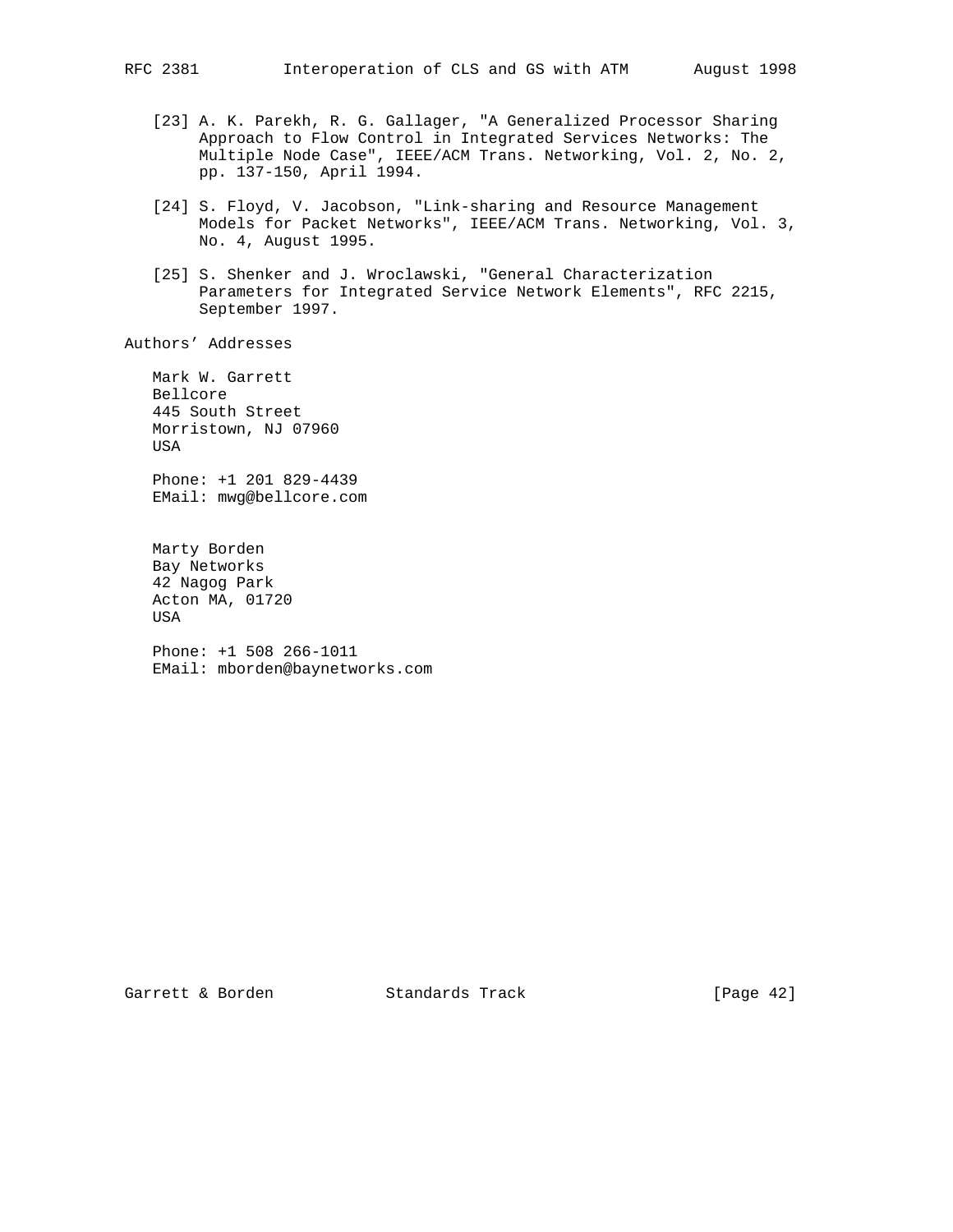[23] A. K. Parekh, R. G. Gallager, "A Generalized Processor Sharing Approach to Flow Control in Integrated Services Networks: The Multiple Node Case", IEEE/ACM Trans. Networking, Vol. 2, No. 2, pp. 137-150, April 1994.

[24] S. Floyd, V. Jacobson, "Link-sharing and Resource Management Models for Packet Networks", IEEE/ACM Trans. Networking, Vol. 3, No. 4, August 1995.

[25] S. Shenker and J. Wroclawski, "General Characterization Parameters for Integrated Service Network Elements", RFC 2215, September 1997.

## Authors' Addresses

Mark W. Garrett
Bellcore
445 South Street
Morristown, NJ 07960
USA

Phone: +1 201 829-4439
EMail: mwg@bellcore.com

Marty Borden
Bay Networks
42 Nagog Park
Acton MA, 01720
USA

Phone: +1 508 266-1011
EMail: mborden@baynetworks.com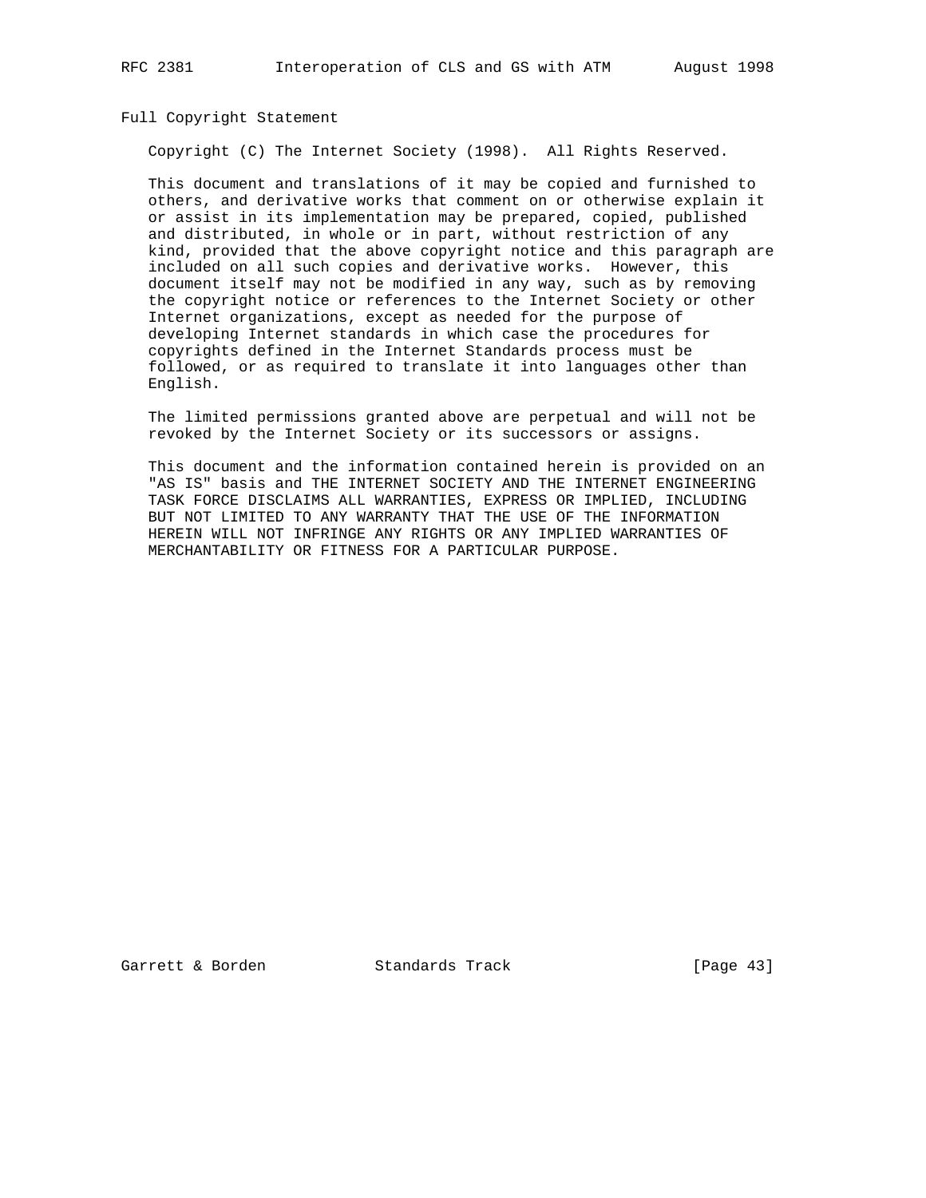## Full Copyright Statement

Copyright (C) The Internet Society (1998). All Rights Reserved.

This document and translations of it may be copied and furnished to others, and derivative works that comment on or otherwise explain it or assist in its implementation may be prepared, copied, published and distributed, in whole or in part, without restriction of any kind, provided that the above copyright notice and this paragraph are included on all such copies and derivative works. However, this document itself may not be modified in any way, such as by removing the copyright notice or references to the Internet Society or other Internet organizations, except as needed for the purpose of developing Internet standards in which case the procedures for copyrights defined in the Internet Standards process must be followed, or as required to translate it into languages other than English.

The limited permissions granted above are perpetual and will not be revoked by the Internet Society or its successors or assigns.

This document and the information contained herein is provided on an "AS IS" basis and THE INTERNET SOCIETY AND THE INTERNET ENGINEERING TASK FORCE DISCLAIMS ALL WARRANTIES, EXPRESS OR IMPLIED, INCLUDING BUT NOT LIMITED TO ANY WARRANTY THAT THE USE OF THE INFORMATION HEREIN WILL NOT INFRINGE ANY RIGHTS OR ANY IMPLIED WARRANTIES OF MERCHANTABILITY OR FITNESS FOR A PARTICULAR PURPOSE.